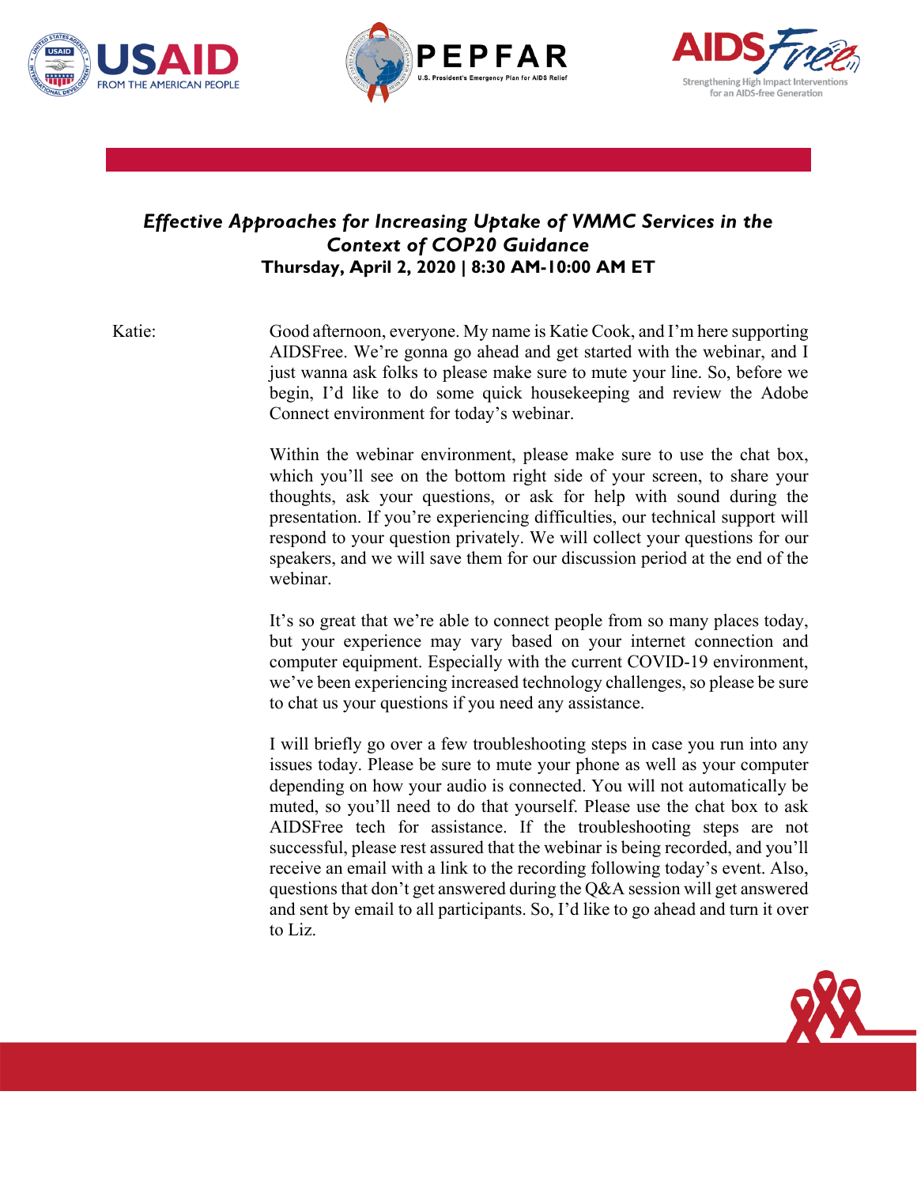# *Effective Approaches for Increasing Uptake of VMMC Services in the Context of COP20 Guidance*

**Thursday, April 2, 2020 | 8:30 AM-10:00 AM ET**

Katie: Good afternoon, everyone. My name is Katie Cook, and I'm here supporting AIDSFree. We're gonna go ahead and get started with the webinar, and I just wanna ask folks to please make sure to mute your line. So, before we begin, I'd like to do some quick housekeeping and review the Adobe Connect environment for today's webinar.

Within the webinar environment, please make sure to use the chat box, which you'll see on the bottom right side of your screen, to share your thoughts, ask your questions, or ask for help with sound during the presentation. If you're experiencing difficulties, our technical support will respond to your question privately. We will collect your questions for our speakers, and we will save them for our discussion period at the end of the webinar.

It's so great that we're able to connect people from so many places today, but your experience may vary based on your internet connection and computer equipment. Especially with the current COVID-19 environment, we've been experiencing increased technology challenges, so please be sure to chat us your questions if you need any assistance.

I will briefly go over a few troubleshooting steps in case you run into any issues today. Please be sure to mute your phone as well as your computer depending on how your audio is connected. You will not automatically be muted, so you'll need to do that yourself. Please use the chat box to ask AIDSFree tech for assistance. If the troubleshooting steps are not successful, please rest assured that the webinar is being recorded, and you'll receive an email with a link to the recording following today's event. Also, questions that don't get answered during the Q&A session will get answered and sent by email to all participants. So, I'd like to go ahead and turn it over to Liz.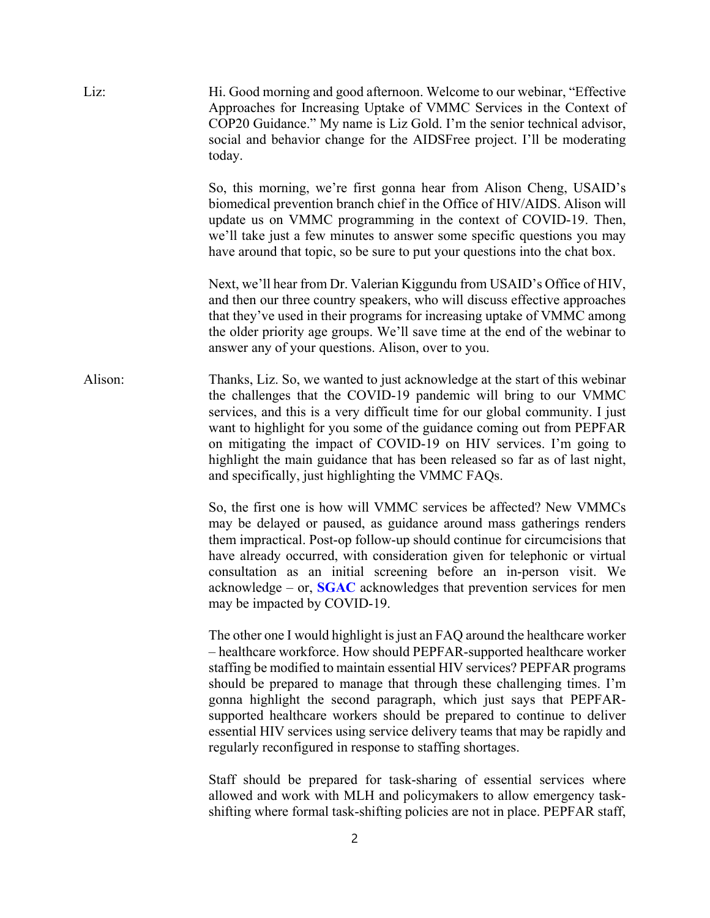Liz: Hi. Good morning and good afternoon. Welcome to our webinar, "Effective Approaches for Increasing Uptake of VMMC Services in the Context of COP20 Guidance." My name is Liz Gold. I'm the senior technical advisor, social and behavior change for the AIDSFree project. I'll be moderating today.

So, this morning, we're first gonna hear from Alison Cheng, USAID's biomedical prevention branch chief in the Office of HIV/AIDS. Alison will update us on VMMC programming in the context of COVID-19. Then, we'll take just a few minutes to answer some specific questions you may have around that topic, so be sure to put your questions into the chat box.

Next, we'll hear from Dr. Valerian Kiggundu from USAID's Office of HIV, and then our three country speakers, who will discuss effective approaches that they've used in their programs for increasing uptake of VMMC among the older priority age groups. We'll save time at the end of the webinar to answer any of your questions. Alison, over to you.

Alison: Thanks, Liz. So, we wanted to just acknowledge at the start of this webinar the challenges that the COVID-19 pandemic will bring to our VMMC services, and this is a very difficult time for our global community. I just want to highlight for you some of the guidance coming out from PEPFAR on mitigating the impact of COVID-19 on HIV services. I'm going to highlight the main guidance that has been released so far as of last night, and specifically, just highlighting the VMMC FAQs.

So, the first one is how will VMMC services be affected? New VMMCs may be delayed or paused, as guidance around mass gatherings renders them impractical. Post-op follow-up should continue for circumcisions that have already occurred, with consideration given for telephonic or virtual consultation as an initial screening before an in-person visit. We acknowledge – or, **SGAC** acknowledges that prevention services for men may be impacted by COVID-19.

The other one I would highlight is just an FAQ around the healthcare worker – healthcare workforce. How should PEPFAR-supported healthcare worker staffing be modified to maintain essential HIV services? PEPFAR programs should be prepared to manage that through these challenging times. I'm gonna highlight the second paragraph, which just says that PEPFAR-supported healthcare workers should be prepared to continue to deliver essential HIV services using service delivery teams that may be rapidly and regularly reconfigured in response to staffing shortages.

Staff should be prepared for task-sharing of essential services where allowed and work with MLH and policymakers to allow emergency task-shifting where formal task-shifting policies are not in place. PEPFAR staff,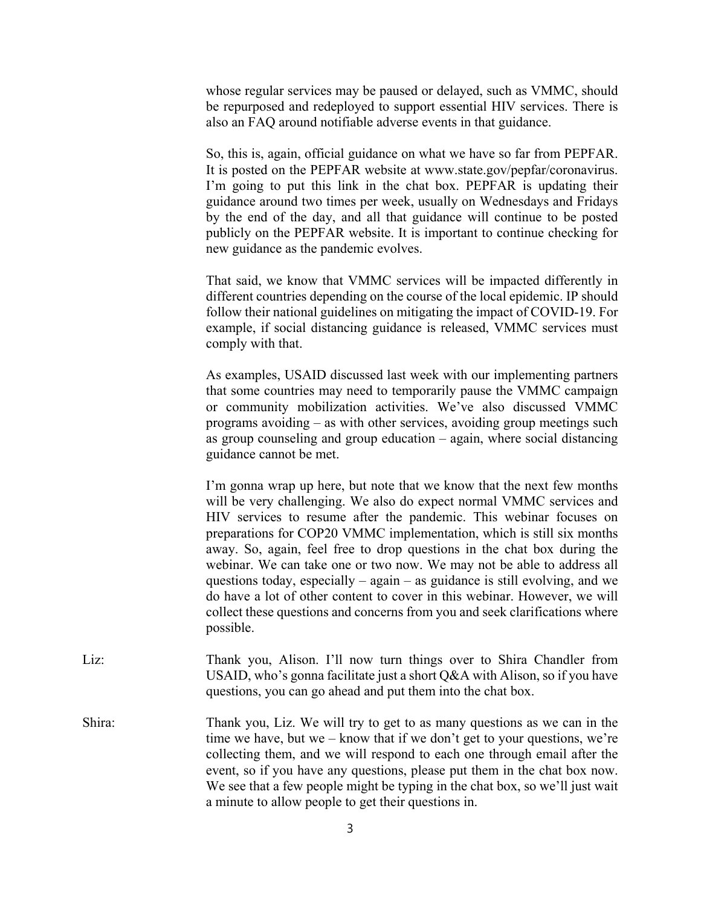whose regular services may be paused or delayed, such as VMMC, should be repurposed and redeployed to support essential HIV services. There is also an FAQ around notifiable adverse events in that guidance.

So, this is, again, official guidance on what we have so far from PEPFAR. It is posted on the PEPFAR website at www.state.gov/pepfar/coronavirus. I'm going to put this link in the chat box. PEPFAR is updating their guidance around two times per week, usually on Wednesdays and Fridays by the end of the day, and all that guidance will continue to be posted publicly on the PEPFAR website. It is important to continue checking for new guidance as the pandemic evolves.

That said, we know that VMMC services will be impacted differently in different countries depending on the course of the local epidemic. IP should follow their national guidelines on mitigating the impact of COVID-19. For example, if social distancing guidance is released, VMMC services must comply with that.

As examples, USAID discussed last week with our implementing partners that some countries may need to temporarily pause the VMMC campaign or community mobilization activities. We've also discussed VMMC programs avoiding – as with other services, avoiding group meetings such as group counseling and group education – again, where social distancing guidance cannot be met.

I'm gonna wrap up here, but note that we know that the next few months will be very challenging. We also do expect normal VMMC services and HIV services to resume after the pandemic. This webinar focuses on preparations for COP20 VMMC implementation, which is still six months away. So, again, feel free to drop questions in the chat box during the webinar. We can take one or two now. We may not be able to address all questions today, especially – again – as guidance is still evolving, and we do have a lot of other content to cover in this webinar. However, we will collect these questions and concerns from you and seek clarifications where possible.

Liz: Thank you, Alison. I'll now turn things over to Shira Chandler from USAID, who's gonna facilitate just a short Q&A with Alison, so if you have questions, you can go ahead and put them into the chat box.

Shira: Thank you, Liz. We will try to get to as many questions as we can in the time we have, but we – know that if we don't get to your questions, we're collecting them, and we will respond to each one through email after the event, so if you have any questions, please put them in the chat box now. We see that a few people might be typing in the chat box, so we'll just wait a minute to allow people to get their questions in.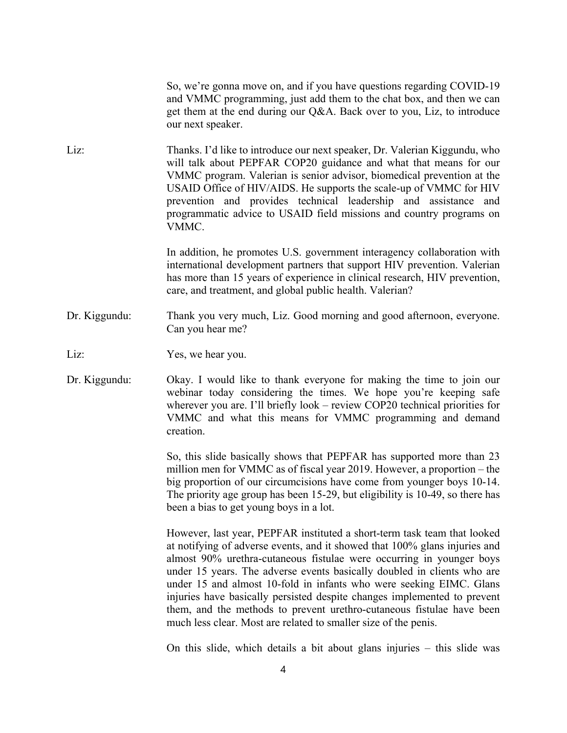So, we're gonna move on, and if you have questions regarding COVID-19 and VMMC programming, just add them to the chat box, and then we can get them at the end during our Q&A. Back over to you, Liz, to introduce our next speaker.

Liz: Thanks. I'd like to introduce our next speaker, Dr. Valerian Kiggundu, who will talk about PEPFAR COP20 guidance and what that means for our VMMC program. Valerian is senior advisor, biomedical prevention at the USAID Office of HIV/AIDS. He supports the scale-up of VMMC for HIV prevention and provides technical leadership and assistance and programmatic advice to USAID field missions and country programs on VMMC.

In addition, he promotes U.S. government interagency collaboration with international development partners that support HIV prevention. Valerian has more than 15 years of experience in clinical research, HIV prevention, care, and treatment, and global public health. Valerian?

Dr. Kiggundu: Thank you very much, Liz. Good morning and good afternoon, everyone. Can you hear me?

Liz: Yes, we hear you.

Dr. Kiggundu: Okay. I would like to thank everyone for making the time to join our webinar today considering the times. We hope you're keeping safe wherever you are. I'll briefly look – review COP20 technical priorities for VMMC and what this means for VMMC programming and demand creation.

So, this slide basically shows that PEPFAR has supported more than 23 million men for VMMC as of fiscal year 2019. However, a proportion – the big proportion of our circumcisions have come from younger boys 10-14. The priority age group has been 15-29, but eligibility is 10-49, so there has been a bias to get young boys in a lot.

However, last year, PEPFAR instituted a short-term task team that looked at notifying of adverse events, and it showed that 100% glans injuries and almost 90% urethra-cutaneous fistulae were occurring in younger boys under 15 years. The adverse events basically doubled in clients who are under 15 and almost 10-fold in infants who were seeking EIMC. Glans injuries have basically persisted despite changes implemented to prevent them, and the methods to prevent urethro-cutaneous fistulae have been much less clear. Most are related to smaller size of the penis.

On this slide, which details a bit about glans injuries – this slide was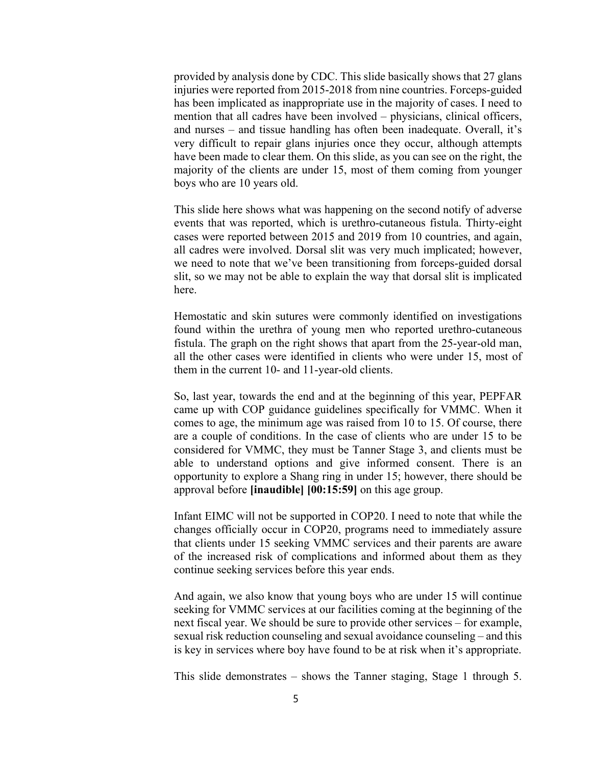provided by analysis done by CDC. This slide basically shows that 27 glans injuries were reported from 2015-2018 from nine countries. Forceps-guided has been implicated as inappropriate use in the majority of cases. I need to mention that all cadres have been involved – physicians, clinical officers, and nurses – and tissue handling has often been inadequate. Overall, it's very difficult to repair glans injuries once they occur, although attempts have been made to clear them. On this slide, as you can see on the right, the majority of the clients are under 15, most of them coming from younger boys who are 10 years old.

This slide here shows what was happening on the second notify of adverse events that was reported, which is urethro-cutaneous fistula. Thirty-eight cases were reported between 2015 and 2019 from 10 countries, and again, all cadres were involved. Dorsal slit was very much implicated; however, we need to note that we've been transitioning from forceps-guided dorsal slit, so we may not be able to explain the way that dorsal slit is implicated here.

Hemostatic and skin sutures were commonly identified on investigations found within the urethra of young men who reported urethro-cutaneous fistula. The graph on the right shows that apart from the 25-year-old man, all the other cases were identified in clients who were under 15, most of them in the current 10- and 11-year-old clients.

So, last year, towards the end and at the beginning of this year, PEPFAR came up with COP guidance guidelines specifically for VMMC. When it comes to age, the minimum age was raised from 10 to 15. Of course, there are a couple of conditions. In the case of clients who are under 15 to be considered for VMMC, they must be Tanner Stage 3, and clients must be able to understand options and give informed consent. There is an opportunity to explore a Shang ring in under 15; however, there should be approval before **[inaudible] [00:15:59]** on this age group.

Infant EIMC will not be supported in COP20. I need to note that while the changes officially occur in COP20, programs need to immediately assure that clients under 15 seeking VMMC services and their parents are aware of the increased risk of complications and informed about them as they continue seeking services before this year ends.

And again, we also know that young boys who are under 15 will continue seeking for VMMC services at our facilities coming at the beginning of the next fiscal year. We should be sure to provide other services – for example, sexual risk reduction counseling and sexual avoidance counseling – and this is key in services where boy have found to be at risk when it's appropriate.

This slide demonstrates – shows the Tanner staging, Stage 1 through 5.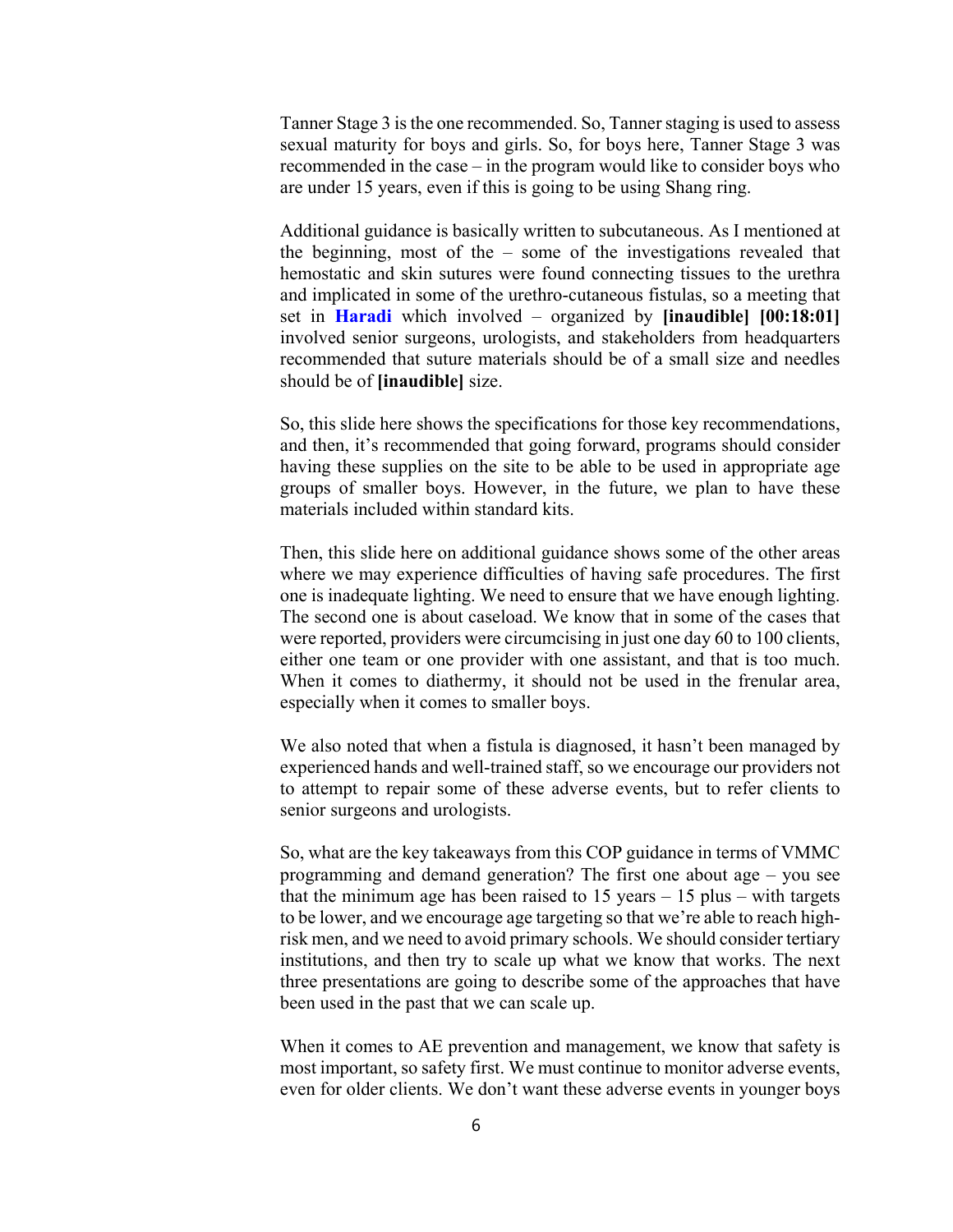Tanner Stage 3 is the one recommended. So, Tanner staging is used to assess sexual maturity for boys and girls. So, for boys here, Tanner Stage 3 was recommended in the case – in the program would like to consider boys who are under 15 years, even if this is going to be using Shang ring.

Additional guidance is basically written to subcutaneous. As I mentioned at the beginning, most of the – some of the investigations revealed that hemostatic and skin sutures were found connecting tissues to the urethra and implicated in some of the urethro-cutaneous fistulas, so a meeting that set in **Haradi** which involved – organized by **[inaudible] [00:18:01]** involved senior surgeons, urologists, and stakeholders from headquarters recommended that suture materials should be of a small size and needles should be of **[inaudible]** size.

So, this slide here shows the specifications for those key recommendations, and then, it's recommended that going forward, programs should consider having these supplies on the site to be able to be used in appropriate age groups of smaller boys. However, in the future, we plan to have these materials included within standard kits.

Then, this slide here on additional guidance shows some of the other areas where we may experience difficulties of having safe procedures. The first one is inadequate lighting. We need to ensure that we have enough lighting. The second one is about caseload. We know that in some of the cases that were reported, providers were circumcising in just one day 60 to 100 clients, either one team or one provider with one assistant, and that is too much. When it comes to diathermy, it should not be used in the frenular area, especially when it comes to smaller boys.

We also noted that when a fistula is diagnosed, it hasn't been managed by experienced hands and well-trained staff, so we encourage our providers not to attempt to repair some of these adverse events, but to refer clients to senior surgeons and urologists.

So, what are the key takeaways from this COP guidance in terms of VMMC programming and demand generation? The first one about age – you see that the minimum age has been raised to 15 years – 15 plus – with targets to be lower, and we encourage age targeting so that we're able to reach high-risk men, and we need to avoid primary schools. We should consider tertiary institutions, and then try to scale up what we know that works. The next three presentations are going to describe some of the approaches that have been used in the past that we can scale up.

When it comes to AE prevention and management, we know that safety is most important, so safety first. We must continue to monitor adverse events, even for older clients. We don't want these adverse events in younger boys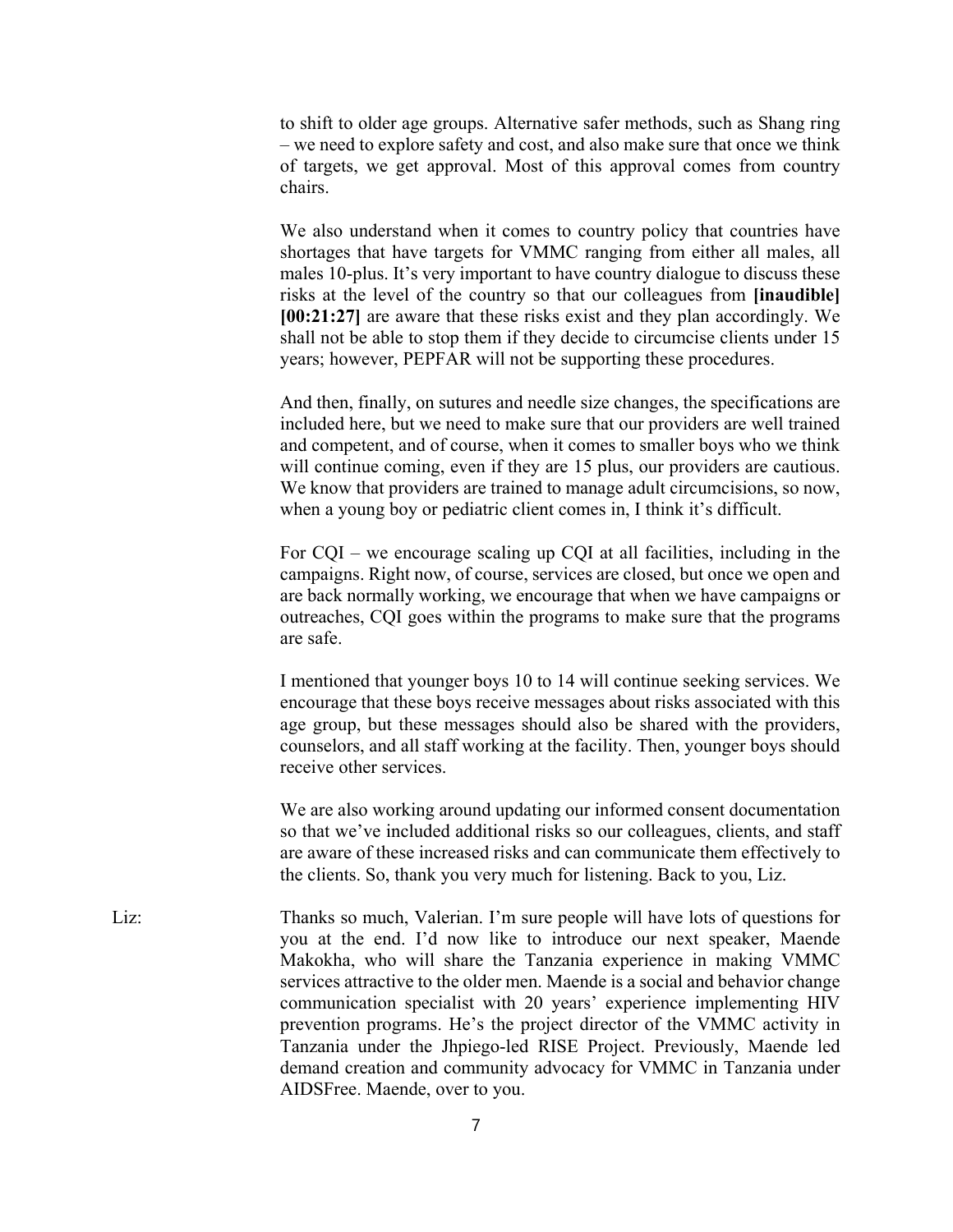to shift to older age groups. Alternative safer methods, such as Shang ring – we need to explore safety and cost, and also make sure that once we think of targets, we get approval. Most of this approval comes from country chairs.

We also understand when it comes to country policy that countries have shortages that have targets for VMMC ranging from either all males, all males 10-plus. It's very important to have country dialogue to discuss these risks at the level of the country so that our colleagues from **[inaudible] [00:21:27]** are aware that these risks exist and they plan accordingly. We shall not be able to stop them if they decide to circumcise clients under 15 years; however, PEPFAR will not be supporting these procedures.

And then, finally, on sutures and needle size changes, the specifications are included here, but we need to make sure that our providers are well trained and competent, and of course, when it comes to smaller boys who we think will continue coming, even if they are 15 plus, our providers are cautious. We know that providers are trained to manage adult circumcisions, so now, when a young boy or pediatric client comes in, I think it's difficult.

For CQI – we encourage scaling up CQI at all facilities, including in the campaigns. Right now, of course, services are closed, but once we open and are back normally working, we encourage that when we have campaigns or outreaches, CQI goes within the programs to make sure that the programs are safe.

I mentioned that younger boys 10 to 14 will continue seeking services. We encourage that these boys receive messages about risks associated with this age group, but these messages should also be shared with the providers, counselors, and all staff working at the facility. Then, younger boys should receive other services.

We are also working around updating our informed consent documentation so that we've included additional risks so our colleagues, clients, and staff are aware of these increased risks and can communicate them effectively to the clients. So, thank you very much for listening. Back to you, Liz.

Liz: Thanks so much, Valerian. I'm sure people will have lots of questions for you at the end. I'd now like to introduce our next speaker, Maende Makokha, who will share the Tanzania experience in making VMMC services attractive to the older men. Maende is a social and behavior change communication specialist with 20 years' experience implementing HIV prevention programs. He's the project director of the VMMC activity in Tanzania under the Jhpiego-led RISE Project. Previously, Maende led demand creation and community advocacy for VMMC in Tanzania under AIDSFree. Maende, over to you.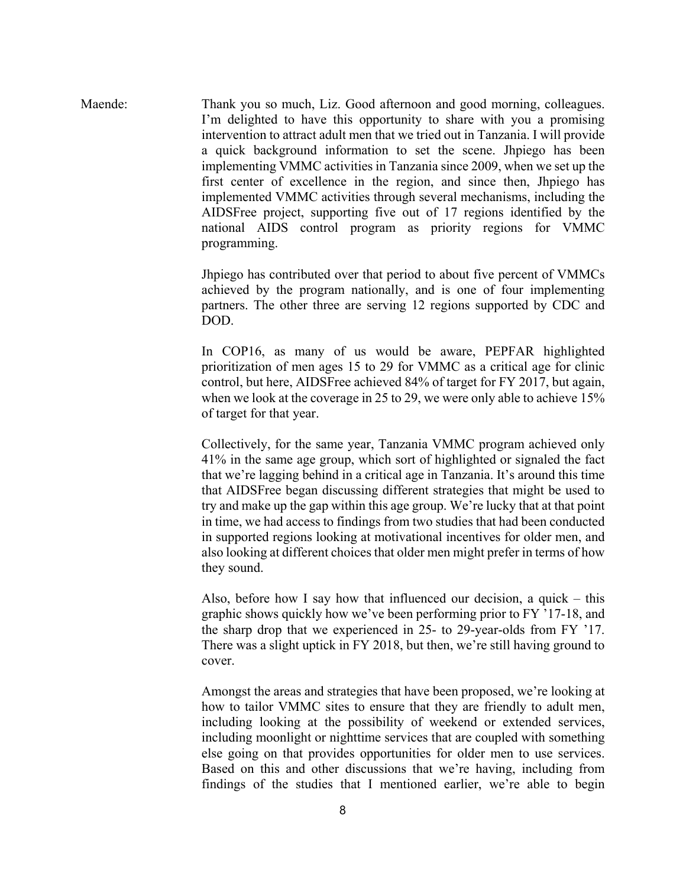Maende: Thank you so much, Liz. Good afternoon and good morning, colleagues. I'm delighted to have this opportunity to share with you a promising intervention to attract adult men that we tried out in Tanzania. I will provide a quick background information to set the scene. Jhpiego has been implementing VMMC activities in Tanzania since 2009, when we set up the first center of excellence in the region, and since then, Jhpiego has implemented VMMC activities through several mechanisms, including the AIDSFree project, supporting five out of 17 regions identified by the national AIDS control program as priority regions for VMMC programming.

Jhpiego has contributed over that period to about five percent of VMMCs achieved by the program nationally, and is one of four implementing partners. The other three are serving 12 regions supported by CDC and DOD.

In COP16, as many of us would be aware, PEPFAR highlighted prioritization of men ages 15 to 29 for VMMC as a critical age for clinic control, but here, AIDSFree achieved 84% of target for FY 2017, but again, when we look at the coverage in 25 to 29, we were only able to achieve 15% of target for that year.

Collectively, for the same year, Tanzania VMMC program achieved only 41% in the same age group, which sort of highlighted or signaled the fact that we're lagging behind in a critical age in Tanzania. It's around this time that AIDSFree began discussing different strategies that might be used to try and make up the gap within this age group. We're lucky that at that point in time, we had access to findings from two studies that had been conducted in supported regions looking at motivational incentives for older men, and also looking at different choices that older men might prefer in terms of how they sound.

Also, before how I say how that influenced our decision, a quick – this graphic shows quickly how we've been performing prior to FY '17-18, and the sharp drop that we experienced in 25- to 29-year-olds from FY '17. There was a slight uptick in FY 2018, but then, we're still having ground to cover.

Amongst the areas and strategies that have been proposed, we're looking at how to tailor VMMC sites to ensure that they are friendly to adult men, including looking at the possibility of weekend or extended services, including moonlight or nighttime services that are coupled with something else going on that provides opportunities for older men to use services. Based on this and other discussions that we're having, including from findings of the studies that I mentioned earlier, we're able to begin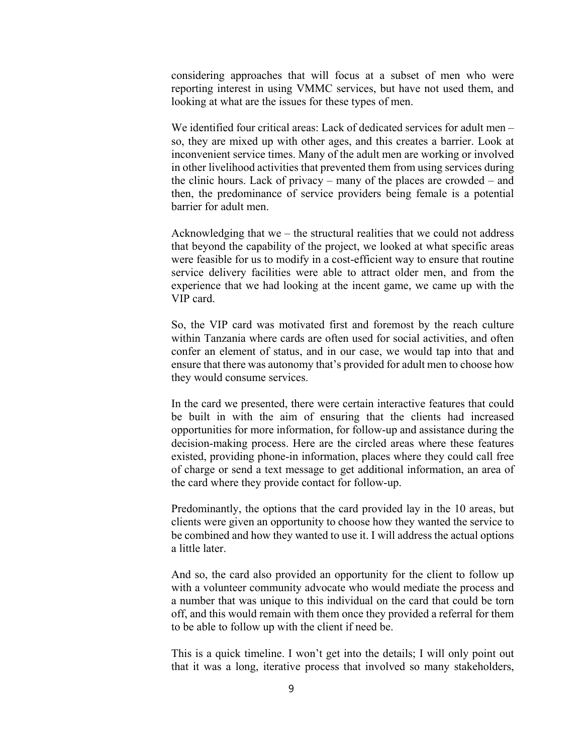considering approaches that will focus at a subset of men who were reporting interest in using VMMC services, but have not used them, and looking at what are the issues for these types of men.

We identified four critical areas: Lack of dedicated services for adult men – so, they are mixed up with other ages, and this creates a barrier. Look at inconvenient service times. Many of the adult men are working or involved in other livelihood activities that prevented them from using services during the clinic hours. Lack of privacy – many of the places are crowded – and then, the predominance of service providers being female is a potential barrier for adult men.

Acknowledging that we – the structural realities that we could not address that beyond the capability of the project, we looked at what specific areas were feasible for us to modify in a cost-efficient way to ensure that routine service delivery facilities were able to attract older men, and from the experience that we had looking at the incent game, we came up with the VIP card.

So, the VIP card was motivated first and foremost by the reach culture within Tanzania where cards are often used for social activities, and often confer an element of status, and in our case, we would tap into that and ensure that there was autonomy that's provided for adult men to choose how they would consume services.

In the card we presented, there were certain interactive features that could be built in with the aim of ensuring that the clients had increased opportunities for more information, for follow-up and assistance during the decision-making process. Here are the circled areas where these features existed, providing phone-in information, places where they could call free of charge or send a text message to get additional information, an area of the card where they provide contact for follow-up.

Predominantly, the options that the card provided lay in the 10 areas, but clients were given an opportunity to choose how they wanted the service to be combined and how they wanted to use it. I will address the actual options a little later.

And so, the card also provided an opportunity for the client to follow up with a volunteer community advocate who would mediate the process and a number that was unique to this individual on the card that could be torn off, and this would remain with them once they provided a referral for them to be able to follow up with the client if need be.

This is a quick timeline. I won't get into the details; I will only point out that it was a long, iterative process that involved so many stakeholders,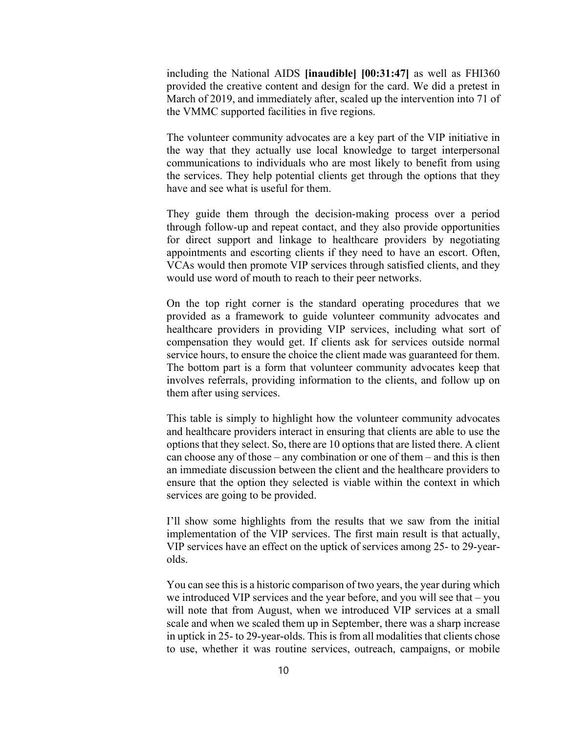including the National AIDS **[inaudible] [00:31:47]** as well as FHI360 provided the creative content and design for the card. We did a pretest in March of 2019, and immediately after, scaled up the intervention into 71 of the VMMC supported facilities in five regions.

The volunteer community advocates are a key part of the VIP initiative in the way that they actually use local knowledge to target interpersonal communications to individuals who are most likely to benefit from using the services. They help potential clients get through the options that they have and see what is useful for them.

They guide them through the decision-making process over a period through follow-up and repeat contact, and they also provide opportunities for direct support and linkage to healthcare providers by negotiating appointments and escorting clients if they need to have an escort. Often, VCAs would then promote VIP services through satisfied clients, and they would use word of mouth to reach to their peer networks.

On the top right corner is the standard operating procedures that we provided as a framework to guide volunteer community advocates and healthcare providers in providing VIP services, including what sort of compensation they would get. If clients ask for services outside normal service hours, to ensure the choice the client made was guaranteed for them. The bottom part is a form that volunteer community advocates keep that involves referrals, providing information to the clients, and follow up on them after using services.

This table is simply to highlight how the volunteer community advocates and healthcare providers interact in ensuring that clients are able to use the options that they select. So, there are 10 options that are listed there. A client can choose any of those – any combination or one of them – and this is then an immediate discussion between the client and the healthcare providers to ensure that the option they selected is viable within the context in which services are going to be provided.

I'll show some highlights from the results that we saw from the initial implementation of the VIP services. The first main result is that actually, VIP services have an effect on the uptick of services among 25- to 29-year-olds.

You can see this is a historic comparison of two years, the year during which we introduced VIP services and the year before, and you will see that – you will note that from August, when we introduced VIP services at a small scale and when we scaled them up in September, there was a sharp increase in uptick in 25- to 29-year-olds. This is from all modalities that clients chose to use, whether it was routine services, outreach, campaigns, or mobile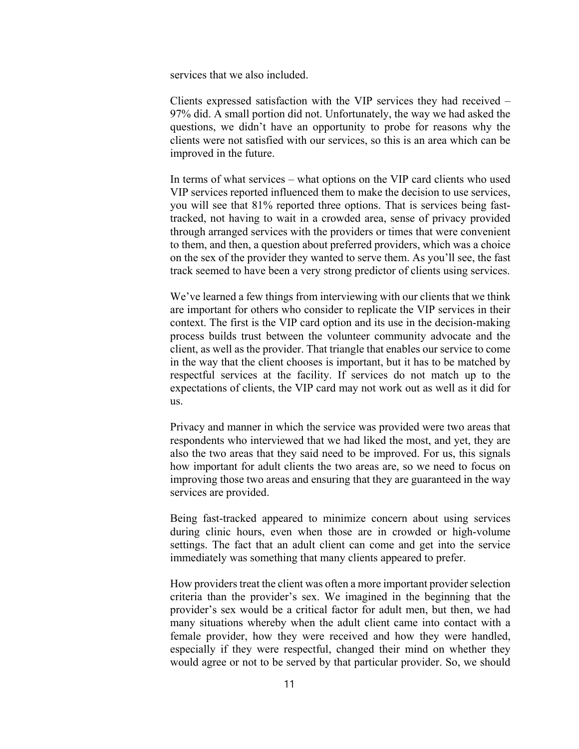services that we also included.

Clients expressed satisfaction with the VIP services they had received – 97% did. A small portion did not. Unfortunately, the way we had asked the questions, we didn't have an opportunity to probe for reasons why the clients were not satisfied with our services, so this is an area which can be improved in the future.

In terms of what services – what options on the VIP card clients who used VIP services reported influenced them to make the decision to use services, you will see that 81% reported three options. That is services being fast-tracked, not having to wait in a crowded area, sense of privacy provided through arranged services with the providers or times that were convenient to them, and then, a question about preferred providers, which was a choice on the sex of the provider they wanted to serve them. As you'll see, the fast track seemed to have been a very strong predictor of clients using services.

We've learned a few things from interviewing with our clients that we think are important for others who consider to replicate the VIP services in their context. The first is the VIP card option and its use in the decision-making process builds trust between the volunteer community advocate and the client, as well as the provider. That triangle that enables our service to come in the way that the client chooses is important, but it has to be matched by respectful services at the facility. If services do not match up to the expectations of clients, the VIP card may not work out as well as it did for us.

Privacy and manner in which the service was provided were two areas that respondents who interviewed that we had liked the most, and yet, they are also the two areas that they said need to be improved. For us, this signals how important for adult clients the two areas are, so we need to focus on improving those two areas and ensuring that they are guaranteed in the way services are provided.

Being fast-tracked appeared to minimize concern about using services during clinic hours, even when those are in crowded or high-volume settings. The fact that an adult client can come and get into the service immediately was something that many clients appeared to prefer.

How providers treat the client was often a more important provider selection criteria than the provider's sex. We imagined in the beginning that the provider's sex would be a critical factor for adult men, but then, we had many situations whereby when the adult client came into contact with a female provider, how they were received and how they were handled, especially if they were respectful, changed their mind on whether they would agree or not to be served by that particular provider. So, we should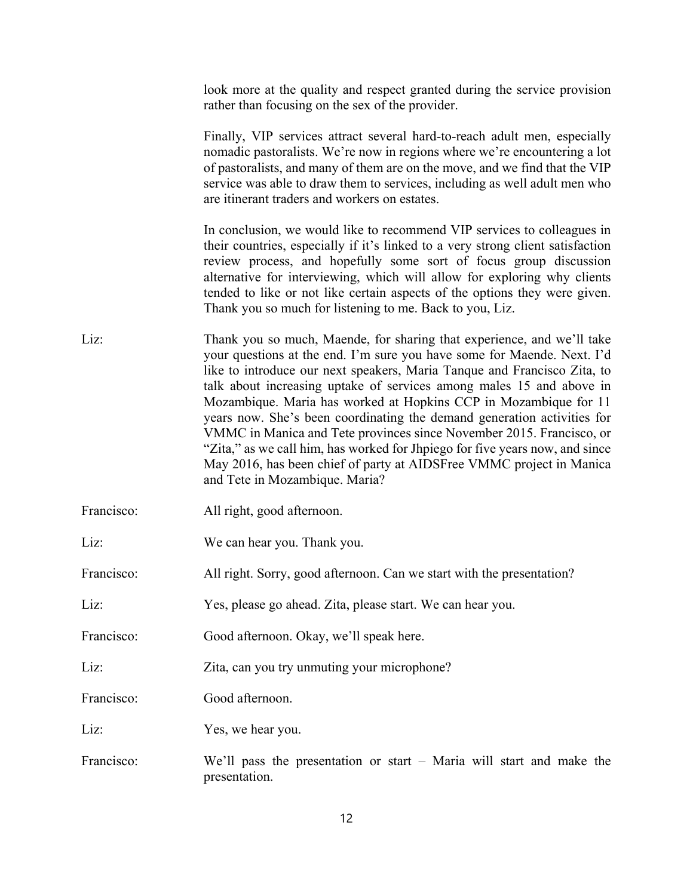look more at the quality and respect granted during the service provision rather than focusing on the sex of the provider.

Finally, VIP services attract several hard-to-reach adult men, especially nomadic pastoralists. We're now in regions where we're encountering a lot of pastoralists, and many of them are on the move, and we find that the VIP service was able to draw them to services, including as well adult men who are itinerant traders and workers on estates.

In conclusion, we would like to recommend VIP services to colleagues in their countries, especially if it's linked to a very strong client satisfaction review process, and hopefully some sort of focus group discussion alternative for interviewing, which will allow for exploring why clients tended to like or not like certain aspects of the options they were given. Thank you so much for listening to me. Back to you, Liz.

Liz: Thank you so much, Maende, for sharing that experience, and we'll take your questions at the end. I'm sure you have some for Maende. Next. I'd like to introduce our next speakers, Maria Tanque and Francisco Zita, to talk about increasing uptake of services among males 15 and above in Mozambique. Maria has worked at Hopkins CCP in Mozambique for 11 years now. She's been coordinating the demand generation activities for VMMC in Manica and Tete provinces since November 2015. Francisco, or "Zita," as we call him, has worked for Jhpiego for five years now, and since May 2016, has been chief of party at AIDSFree VMMC project in Manica and Tete in Mozambique. Maria?

Francisco: All right, good afternoon.

Liz: We can hear you. Thank you.

Francisco: All right. Sorry, good afternoon. Can we start with the presentation?

Liz: Yes, please go ahead. Zita, please start. We can hear you.

Francisco: Good afternoon. Okay, we'll speak here.

Liz: Zita, can you try unmuting your microphone?

Francisco: Good afternoon.

Liz: Yes, we hear you.

Francisco: We'll pass the presentation or start – Maria will start and make the presentation.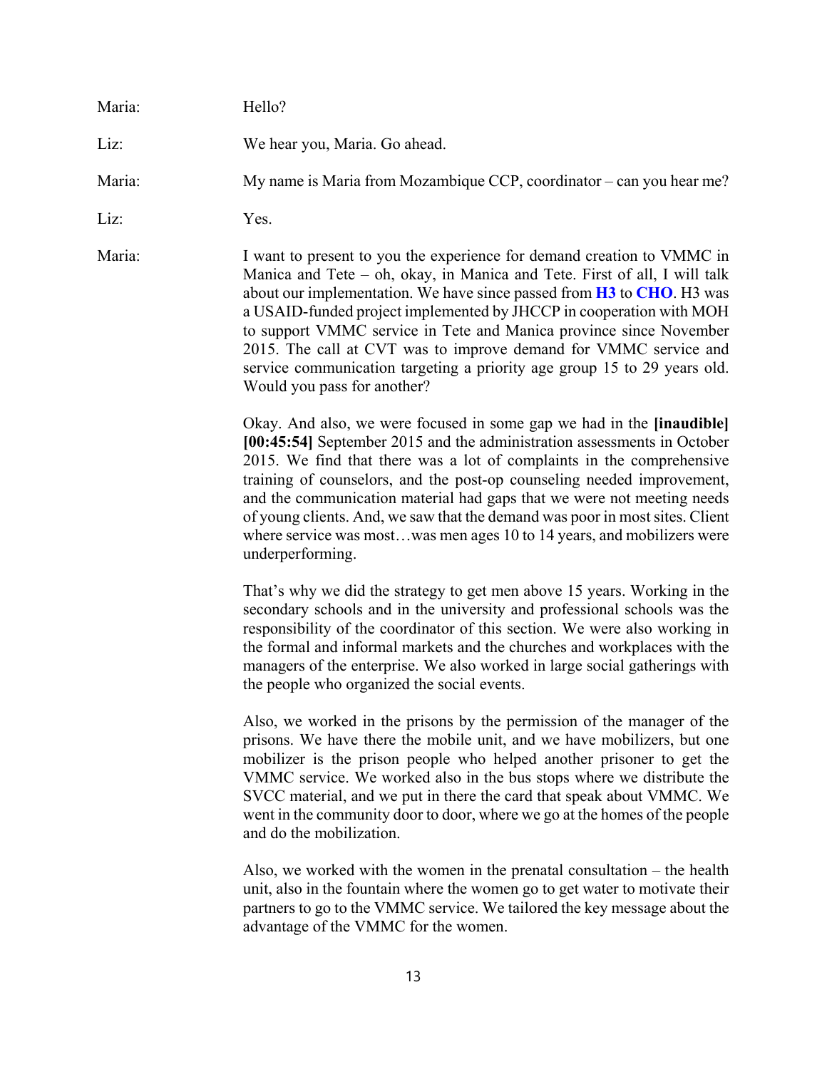Maria: Hello?

Liz: We hear you, Maria. Go ahead.

Maria: My name is Maria from Mozambique CCP, coordinator – can you hear me?

Liz: Yes.

Maria: I want to present to you the experience for demand creation to VMMC in Manica and Tete – oh, okay, in Manica and Tete. First of all, I will talk about our implementation. We have since passed from **H3** to **CHO**. H3 was a USAID-funded project implemented by JHCCP in cooperation with MOH to support VMMC service in Tete and Manica province since November 2015. The call at CVT was to improve demand for VMMC service and service communication targeting a priority age group 15 to 29 years old. Would you pass for another?

Okay. And also, we were focused in some gap we had in the **[inaudible] [00:45:54]** September 2015 and the administration assessments in October 2015. We find that there was a lot of complaints in the comprehensive training of counselors, and the post-op counseling needed improvement, and the communication material had gaps that we were not meeting needs of young clients. And, we saw that the demand was poor in most sites. Client where service was most…was men ages 10 to 14 years, and mobilizers were underperforming.

That's why we did the strategy to get men above 15 years. Working in the secondary schools and in the university and professional schools was the responsibility of the coordinator of this section. We were also working in the formal and informal markets and the churches and workplaces with the managers of the enterprise. We also worked in large social gatherings with the people who organized the social events.

Also, we worked in the prisons by the permission of the manager of the prisons. We have there the mobile unit, and we have mobilizers, but one mobilizer is the prison people who helped another prisoner to get the VMMC service. We worked also in the bus stops where we distribute the SVCC material, and we put in there the card that speak about VMMC. We went in the community door to door, where we go at the homes of the people and do the mobilization.

Also, we worked with the women in the prenatal consultation – the health unit, also in the fountain where the women go to get water to motivate their partners to go to the VMMC service. We tailored the key message about the advantage of the VMMC for the women.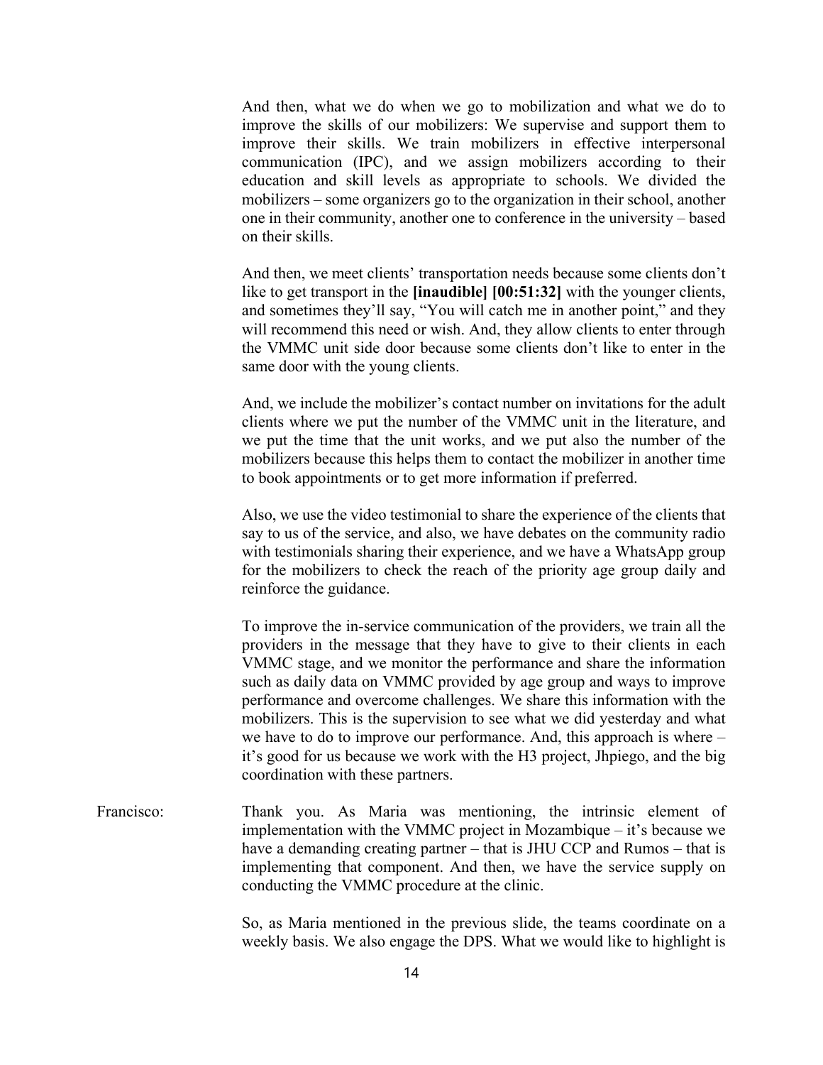And then, what we do when we go to mobilization and what we do to improve the skills of our mobilizers: We supervise and support them to improve their skills. We train mobilizers in effective interpersonal communication (IPC), and we assign mobilizers according to their education and skill levels as appropriate to schools. We divided the mobilizers – some organizers go to the organization in their school, another one in their community, another one to conference in the university – based on their skills.

And then, we meet clients' transportation needs because some clients don't like to get transport in the **[inaudible] [00:51:32]** with the younger clients, and sometimes they'll say, "You will catch me in another point," and they will recommend this need or wish. And, they allow clients to enter through the VMMC unit side door because some clients don't like to enter in the same door with the young clients.

And, we include the mobilizer's contact number on invitations for the adult clients where we put the number of the VMMC unit in the literature, and we put the time that the unit works, and we put also the number of the mobilizers because this helps them to contact the mobilizer in another time to book appointments or to get more information if preferred.

Also, we use the video testimonial to share the experience of the clients that say to us of the service, and also, we have debates on the community radio with testimonials sharing their experience, and we have a WhatsApp group for the mobilizers to check the reach of the priority age group daily and reinforce the guidance.

To improve the in-service communication of the providers, we train all the providers in the message that they have to give to their clients in each VMMC stage, and we monitor the performance and share the information such as daily data on VMMC provided by age group and ways to improve performance and overcome challenges. We share this information with the mobilizers. This is the supervision to see what we did yesterday and what we have to do to improve our performance. And, this approach is where – it's good for us because we work with the H3 project, Jhpiego, and the big coordination with these partners.

Francisco: Thank you. As Maria was mentioning, the intrinsic element of implementation with the VMMC project in Mozambique – it's because we have a demanding creating partner – that is JHU CCP and Rumos – that is implementing that component. And then, we have the service supply on conducting the VMMC procedure at the clinic.

So, as Maria mentioned in the previous slide, the teams coordinate on a weekly basis. We also engage the DPS. What we would like to highlight is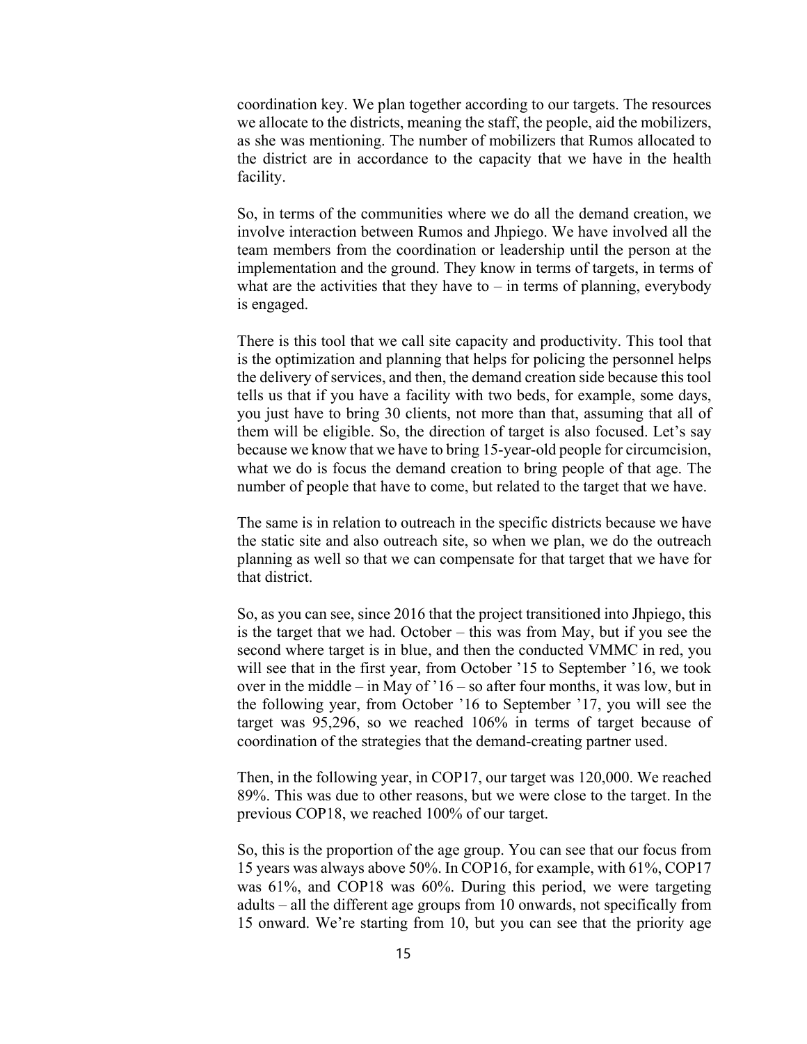coordination key. We plan together according to our targets. The resources we allocate to the districts, meaning the staff, the people, aid the mobilizers, as she was mentioning. The number of mobilizers that Rumos allocated to the district are in accordance to the capacity that we have in the health facility.

So, in terms of the communities where we do all the demand creation, we involve interaction between Rumos and Jhpiego. We have involved all the team members from the coordination or leadership until the person at the implementation and the ground. They know in terms of targets, in terms of what are the activities that they have to – in terms of planning, everybody is engaged.

There is this tool that we call site capacity and productivity. This tool that is the optimization and planning that helps for policing the personnel helps the delivery of services, and then, the demand creation side because this tool tells us that if you have a facility with two beds, for example, some days, you just have to bring 30 clients, not more than that, assuming that all of them will be eligible. So, the direction of target is also focused. Let's say because we know that we have to bring 15-year-old people for circumcision, what we do is focus the demand creation to bring people of that age. The number of people that have to come, but related to the target that we have.

The same is in relation to outreach in the specific districts because we have the static site and also outreach site, so when we plan, we do the outreach planning as well so that we can compensate for that target that we have for that district.

So, as you can see, since 2016 that the project transitioned into Jhpiego, this is the target that we had. October – this was from May, but if you see the second where target is in blue, and then the conducted VMMC in red, you will see that in the first year, from October '15 to September '16, we took over in the middle – in May of '16 – so after four months, it was low, but in the following year, from October '16 to September '17, you will see the target was 95,296, so we reached 106% in terms of target because of coordination of the strategies that the demand-creating partner used.

Then, in the following year, in COP17, our target was 120,000. We reached 89%. This was due to other reasons, but we were close to the target. In the previous COP18, we reached 100% of our target.

So, this is the proportion of the age group. You can see that our focus from 15 years was always above 50%. In COP16, for example, with 61%, COP17 was 61%, and COP18 was 60%. During this period, we were targeting adults – all the different age groups from 10 onwards, not specifically from 15 onward. We're starting from 10, but you can see that the priority age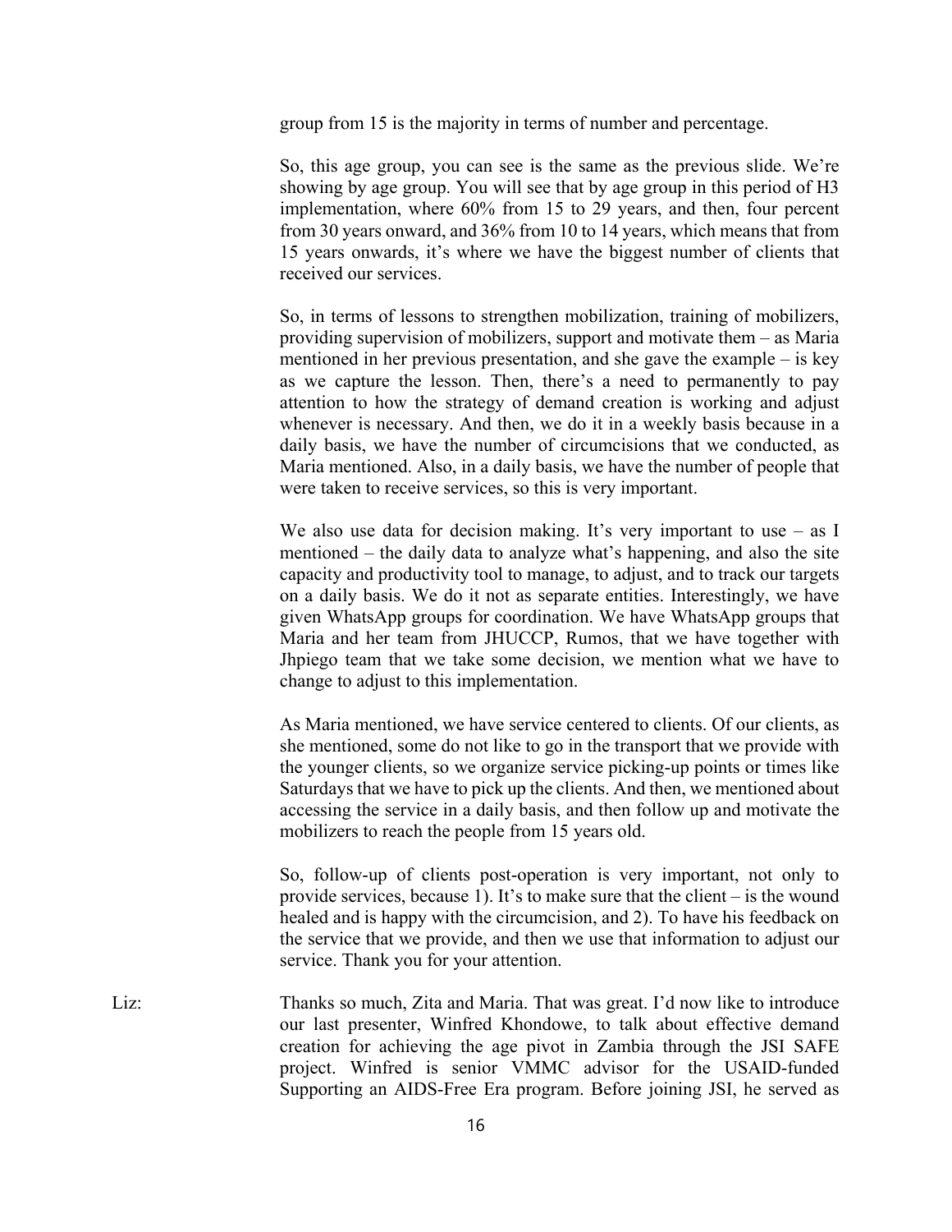group from 15 is the majority in terms of number and percentage.

So, this age group, you can see is the same as the previous slide. We're showing by age group. You will see that by age group in this period of H3 implementation, where 60% from 15 to 29 years, and then, four percent from 30 years onward, and 36% from 10 to 14 years, which means that from 15 years onwards, it's where we have the biggest number of clients that received our services.

So, in terms of lessons to strengthen mobilization, training of mobilizers, providing supervision of mobilizers, support and motivate them – as Maria mentioned in her previous presentation, and she gave the example – is key as we capture the lesson. Then, there's a need to permanently to pay attention to how the strategy of demand creation is working and adjust whenever is necessary. And then, we do it in a weekly basis because in a daily basis, we have the number of circumcisions that we conducted, as Maria mentioned. Also, in a daily basis, we have the number of people that were taken to receive services, so this is very important.

We also use data for decision making. It's very important to use – as I mentioned – the daily data to analyze what's happening, and also the site capacity and productivity tool to manage, to adjust, and to track our targets on a daily basis. We do it not as separate entities. Interestingly, we have given WhatsApp groups for coordination. We have WhatsApp groups that Maria and her team from JHUCCP, Rumos, that we have together with Jhpiego team that we take some decision, we mention what we have to change to adjust to this implementation.

As Maria mentioned, we have service centered to clients. Of our clients, as she mentioned, some do not like to go in the transport that we provide with the younger clients, so we organize service picking-up points or times like Saturdays that we have to pick up the clients. And then, we mentioned about accessing the service in a daily basis, and then follow up and motivate the mobilizers to reach the people from 15 years old.

So, follow-up of clients post-operation is very important, not only to provide services, because 1). It's to make sure that the client – is the wound healed and is happy with the circumcision, and 2). To have his feedback on the service that we provide, and then we use that information to adjust our service. Thank you for your attention.

Liz: Thanks so much, Zita and Maria. That was great. I'd now like to introduce our last presenter, Winfred Khondowe, to talk about effective demand creation for achieving the age pivot in Zambia through the JSI SAFE project. Winfred is senior VMMC advisor for the USAID-funded Supporting an AIDS-Free Era program. Before joining JSI, he served as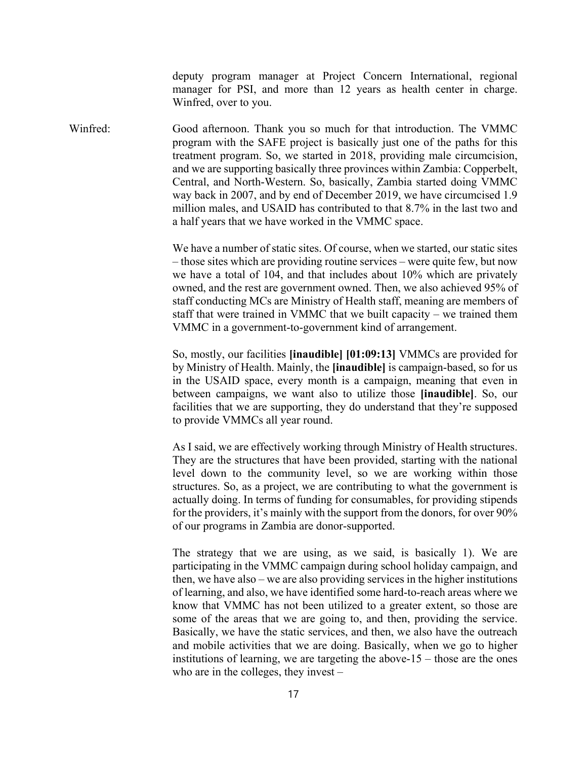deputy program manager at Project Concern International, regional manager for PSI, and more than 12 years as health center in charge. Winfred, over to you.

Winfred: Good afternoon. Thank you so much for that introduction. The VMMC program with the SAFE project is basically just one of the paths for this treatment program. So, we started in 2018, providing male circumcision, and we are supporting basically three provinces within Zambia: Copperbelt, Central, and North-Western. So, basically, Zambia started doing VMMC way back in 2007, and by end of December 2019, we have circumcised 1.9 million males, and USAID has contributed to that 8.7% in the last two and a half years that we have worked in the VMMC space.

We have a number of static sites. Of course, when we started, our static sites – those sites which are providing routine services – were quite few, but now we have a total of 104, and that includes about 10% which are privately owned, and the rest are government owned. Then, we also achieved 95% of staff conducting MCs are Ministry of Health staff, meaning are members of staff that were trained in VMMC that we built capacity – we trained them VMMC in a government-to-government kind of arrangement.

So, mostly, our facilities **[inaudible] [01:09:13]** VMMCs are provided for by Ministry of Health. Mainly, the **[inaudible]** is campaign-based, so for us in the USAID space, every month is a campaign, meaning that even in between campaigns, we want also to utilize those **[inaudible]**. So, our facilities that we are supporting, they do understand that they're supposed to provide VMMCs all year round.

As I said, we are effectively working through Ministry of Health structures. They are the structures that have been provided, starting with the national level down to the community level, so we are working within those structures. So, as a project, we are contributing to what the government is actually doing. In terms of funding for consumables, for providing stipends for the providers, it's mainly with the support from the donors, for over 90% of our programs in Zambia are donor-supported.

The strategy that we are using, as we said, is basically 1). We are participating in the VMMC campaign during school holiday campaign, and then, we have also – we are also providing services in the higher institutions of learning, and also, we have identified some hard-to-reach areas where we know that VMMC has not been utilized to a greater extent, so those are some of the areas that we are going to, and then, providing the service. Basically, we have the static services, and then, we also have the outreach and mobile activities that we are doing. Basically, when we go to higher institutions of learning, we are targeting the above-15 – those are the ones who are in the colleges, they invest –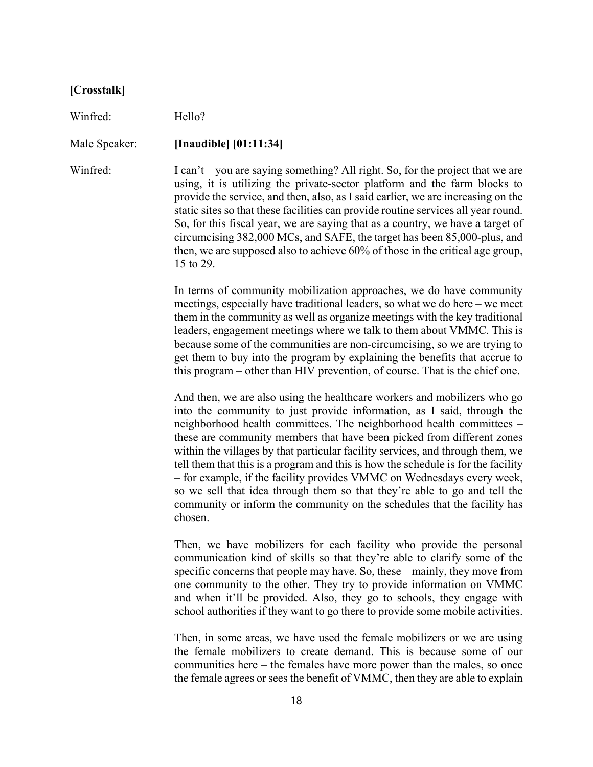**[Crosstalk]**

Winfred: Hello?

Male Speaker: **[Inaudible] [01:11:34]**

Winfred: I can't – you are saying something? All right. So, for the project that we are using, it is utilizing the private-sector platform and the farm blocks to provide the service, and then, also, as I said earlier, we are increasing on the static sites so that these facilities can provide routine services all year round. So, for this fiscal year, we are saying that as a country, we have a target of circumcising 382,000 MCs, and SAFE, the target has been 85,000-plus, and then, we are supposed also to achieve 60% of those in the critical age group, 15 to 29.

In terms of community mobilization approaches, we do have community meetings, especially have traditional leaders, so what we do here – we meet them in the community as well as organize meetings with the key traditional leaders, engagement meetings where we talk to them about VMMC. This is because some of the communities are non-circumcising, so we are trying to get them to buy into the program by explaining the benefits that accrue to this program – other than HIV prevention, of course. That is the chief one.

And then, we are also using the healthcare workers and mobilizers who go into the community to just provide information, as I said, through the neighborhood health committees. The neighborhood health committees – these are community members that have been picked from different zones within the villages by that particular facility services, and through them, we tell them that this is a program and this is how the schedule is for the facility – for example, if the facility provides VMMC on Wednesdays every week, so we sell that idea through them so that they're able to go and tell the community or inform the community on the schedules that the facility has chosen.

Then, we have mobilizers for each facility who provide the personal communication kind of skills so that they're able to clarify some of the specific concerns that people may have. So, these – mainly, they move from one community to the other. They try to provide information on VMMC and when it'll be provided. Also, they go to schools, they engage with school authorities if they want to go there to provide some mobile activities.

Then, in some areas, we have used the female mobilizers or we are using the female mobilizers to create demand. This is because some of our communities here – the females have more power than the males, so once the female agrees or sees the benefit of VMMC, then they are able to explain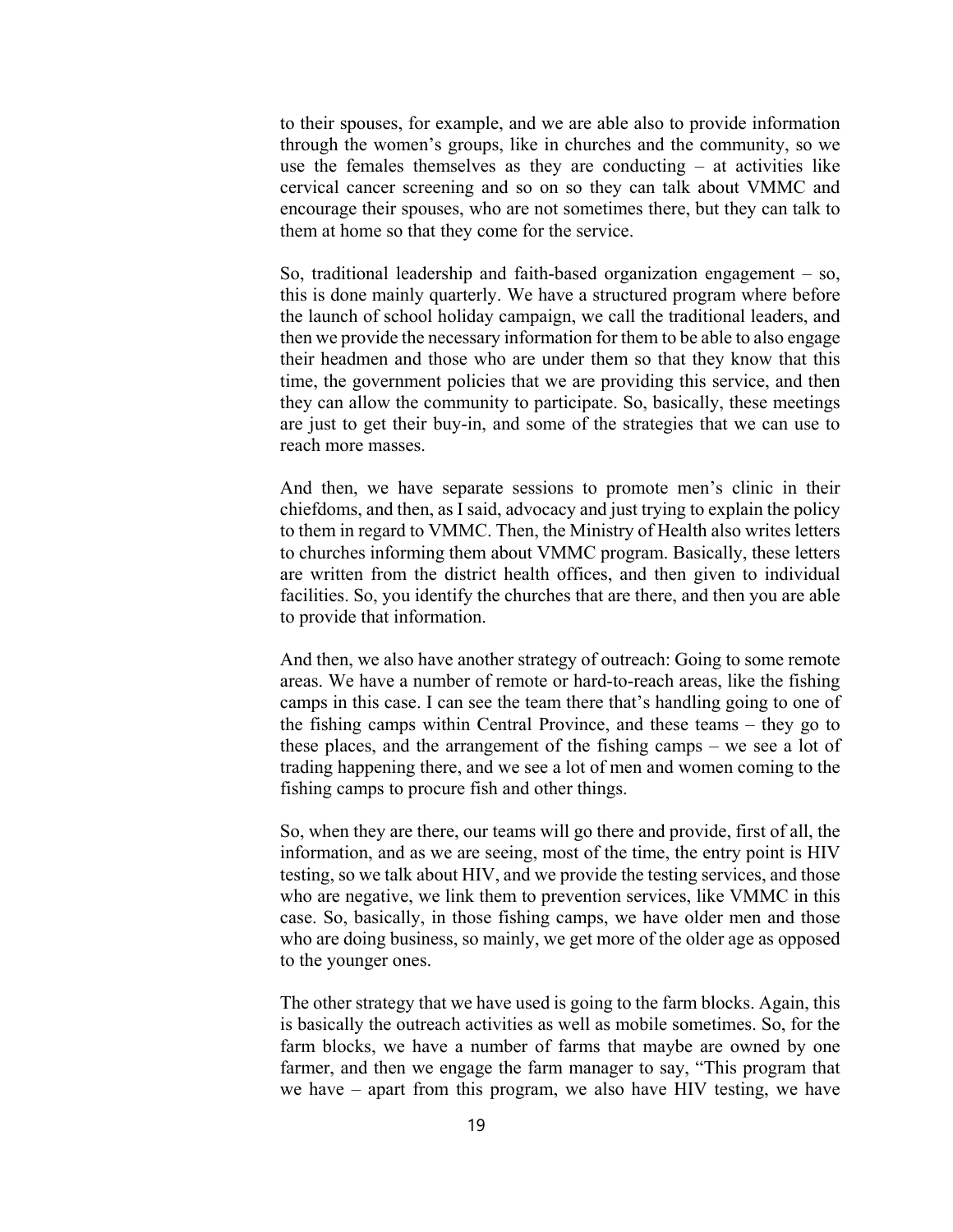to their spouses, for example, and we are able also to provide information through the women's groups, like in churches and the community, so we use the females themselves as they are conducting – at activities like cervical cancer screening and so on so they can talk about VMMC and encourage their spouses, who are not sometimes there, but they can talk to them at home so that they come for the service.

So, traditional leadership and faith-based organization engagement – so, this is done mainly quarterly. We have a structured program where before the launch of school holiday campaign, we call the traditional leaders, and then we provide the necessary information for them to be able to also engage their headmen and those who are under them so that they know that this time, the government policies that we are providing this service, and then they can allow the community to participate. So, basically, these meetings are just to get their buy-in, and some of the strategies that we can use to reach more masses.

And then, we have separate sessions to promote men's clinic in their chiefdoms, and then, as I said, advocacy and just trying to explain the policy to them in regard to VMMC. Then, the Ministry of Health also writes letters to churches informing them about VMMC program. Basically, these letters are written from the district health offices, and then given to individual facilities. So, you identify the churches that are there, and then you are able to provide that information.

And then, we also have another strategy of outreach: Going to some remote areas. We have a number of remote or hard-to-reach areas, like the fishing camps in this case. I can see the team there that's handling going to one of the fishing camps within Central Province, and these teams – they go to these places, and the arrangement of the fishing camps – we see a lot of trading happening there, and we see a lot of men and women coming to the fishing camps to procure fish and other things.

So, when they are there, our teams will go there and provide, first of all, the information, and as we are seeing, most of the time, the entry point is HIV testing, so we talk about HIV, and we provide the testing services, and those who are negative, we link them to prevention services, like VMMC in this case. So, basically, in those fishing camps, we have older men and those who are doing business, so mainly, we get more of the older age as opposed to the younger ones.

The other strategy that we have used is going to the farm blocks. Again, this is basically the outreach activities as well as mobile sometimes. So, for the farm blocks, we have a number of farms that maybe are owned by one farmer, and then we engage the farm manager to say, "This program that we have – apart from this program, we also have HIV testing, we have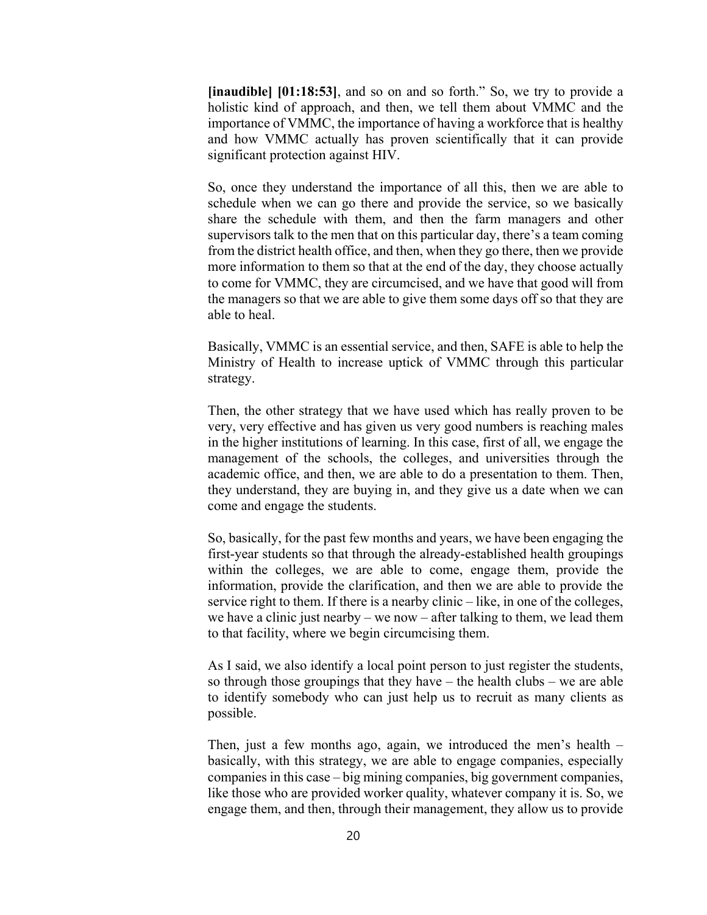**[inaudible] [01:18:53]**, and so on and so forth." So, we try to provide a holistic kind of approach, and then, we tell them about VMMC and the importance of VMMC, the importance of having a workforce that is healthy and how VMMC actually has proven scientifically that it can provide significant protection against HIV.

So, once they understand the importance of all this, then we are able to schedule when we can go there and provide the service, so we basically share the schedule with them, and then the farm managers and other supervisors talk to the men that on this particular day, there's a team coming from the district health office, and then, when they go there, then we provide more information to them so that at the end of the day, they choose actually to come for VMMC, they are circumcised, and we have that good will from the managers so that we are able to give them some days off so that they are able to heal.

Basically, VMMC is an essential service, and then, SAFE is able to help the Ministry of Health to increase uptick of VMMC through this particular strategy.

Then, the other strategy that we have used which has really proven to be very, very effective and has given us very good numbers is reaching males in the higher institutions of learning. In this case, first of all, we engage the management of the schools, the colleges, and universities through the academic office, and then, we are able to do a presentation to them. Then, they understand, they are buying in, and they give us a date when we can come and engage the students.

So, basically, for the past few months and years, we have been engaging the first-year students so that through the already-established health groupings within the colleges, we are able to come, engage them, provide the information, provide the clarification, and then we are able to provide the service right to them. If there is a nearby clinic – like, in one of the colleges, we have a clinic just nearby – we now – after talking to them, we lead them to that facility, where we begin circumcising them.

As I said, we also identify a local point person to just register the students, so through those groupings that they have – the health clubs – we are able to identify somebody who can just help us to recruit as many clients as possible.

Then, just a few months ago, again, we introduced the men's health – basically, with this strategy, we are able to engage companies, especially companies in this case – big mining companies, big government companies, like those who are provided worker quality, whatever company it is. So, we engage them, and then, through their management, they allow us to provide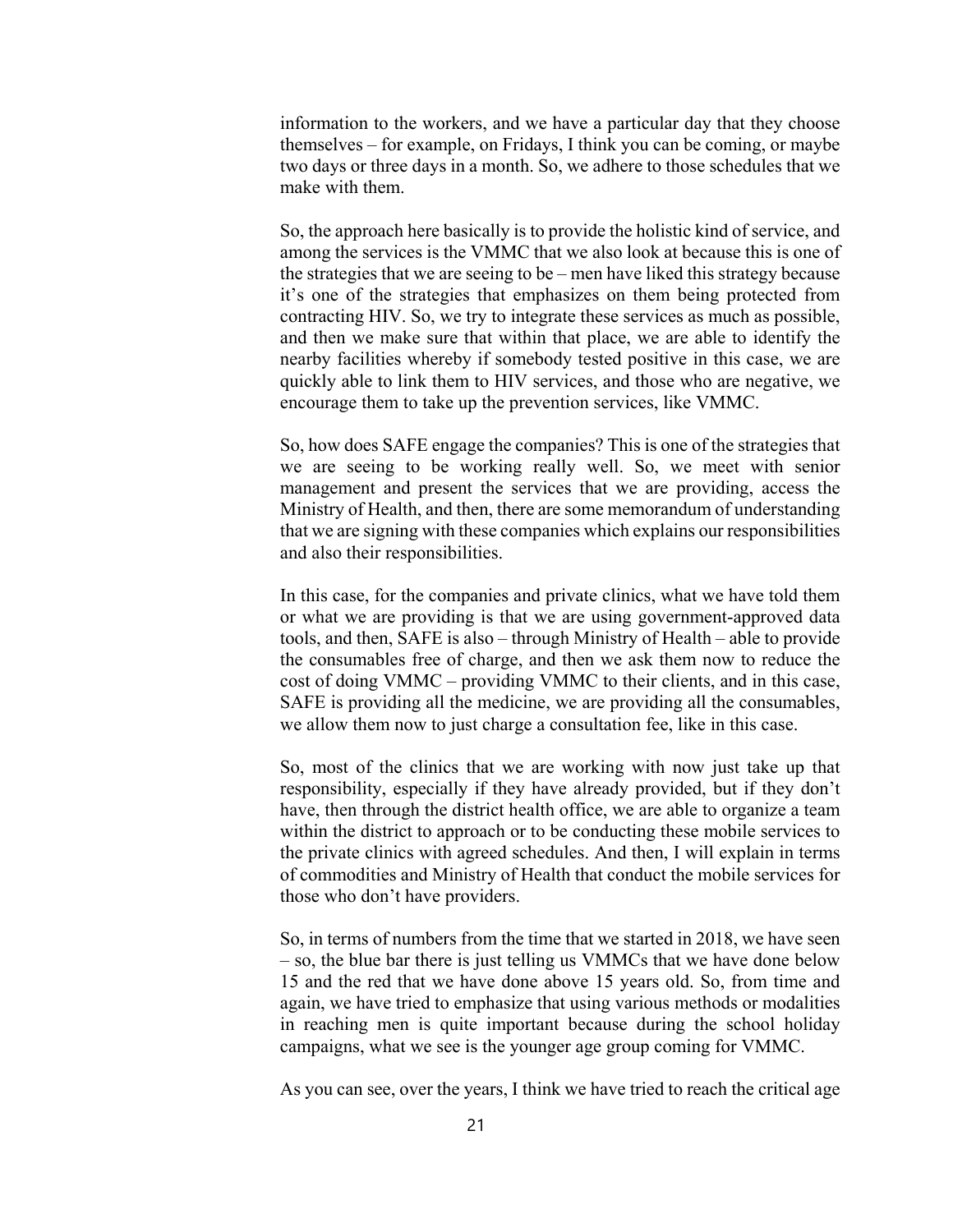information to the workers, and we have a particular day that they choose themselves – for example, on Fridays, I think you can be coming, or maybe two days or three days in a month. So, we adhere to those schedules that we make with them.

So, the approach here basically is to provide the holistic kind of service, and among the services is the VMMC that we also look at because this is one of the strategies that we are seeing to be – men have liked this strategy because it's one of the strategies that emphasizes on them being protected from contracting HIV. So, we try to integrate these services as much as possible, and then we make sure that within that place, we are able to identify the nearby facilities whereby if somebody tested positive in this case, we are quickly able to link them to HIV services, and those who are negative, we encourage them to take up the prevention services, like VMMC.

So, how does SAFE engage the companies? This is one of the strategies that we are seeing to be working really well. So, we meet with senior management and present the services that we are providing, access the Ministry of Health, and then, there are some memorandum of understanding that we are signing with these companies which explains our responsibilities and also their responsibilities.

In this case, for the companies and private clinics, what we have told them or what we are providing is that we are using government-approved data tools, and then, SAFE is also – through Ministry of Health – able to provide the consumables free of charge, and then we ask them now to reduce the cost of doing VMMC – providing VMMC to their clients, and in this case, SAFE is providing all the medicine, we are providing all the consumables, we allow them now to just charge a consultation fee, like in this case.

So, most of the clinics that we are working with now just take up that responsibility, especially if they have already provided, but if they don't have, then through the district health office, we are able to organize a team within the district to approach or to be conducting these mobile services to the private clinics with agreed schedules. And then, I will explain in terms of commodities and Ministry of Health that conduct the mobile services for those who don't have providers.

So, in terms of numbers from the time that we started in 2018, we have seen – so, the blue bar there is just telling us VMMCs that we have done below 15 and the red that we have done above 15 years old. So, from time and again, we have tried to emphasize that using various methods or modalities in reaching men is quite important because during the school holiday campaigns, what we see is the younger age group coming for VMMC.

As you can see, over the years, I think we have tried to reach the critical age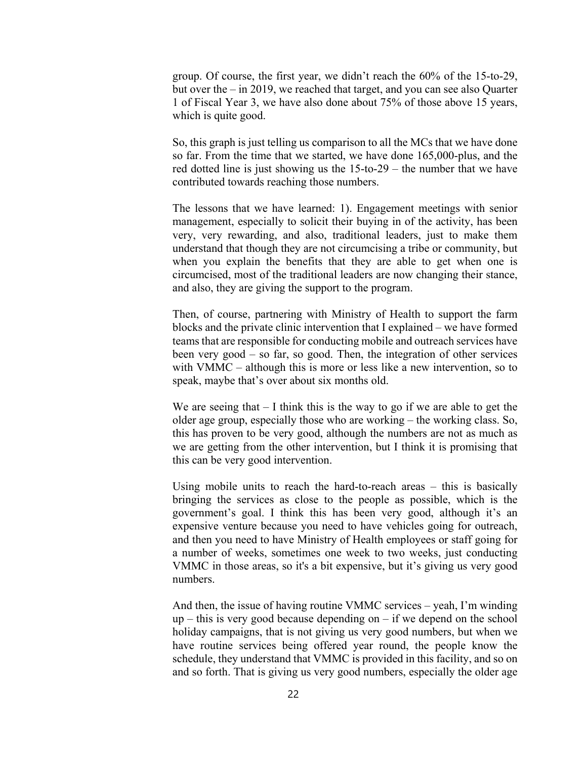group. Of course, the first year, we didn't reach the 60% of the 15-to-29, but over the – in 2019, we reached that target, and you can see also Quarter 1 of Fiscal Year 3, we have also done about 75% of those above 15 years, which is quite good.

So, this graph is just telling us comparison to all the MCs that we have done so far. From the time that we started, we have done 165,000-plus, and the red dotted line is just showing us the 15-to-29 – the number that we have contributed towards reaching those numbers.

The lessons that we have learned: 1). Engagement meetings with senior management, especially to solicit their buying in of the activity, has been very, very rewarding, and also, traditional leaders, just to make them understand that though they are not circumcising a tribe or community, but when you explain the benefits that they are able to get when one is circumcised, most of the traditional leaders are now changing their stance, and also, they are giving the support to the program.

Then, of course, partnering with Ministry of Health to support the farm blocks and the private clinic intervention that I explained – we have formed teams that are responsible for conducting mobile and outreach services have been very good – so far, so good. Then, the integration of other services with VMMC – although this is more or less like a new intervention, so to speak, maybe that's over about six months old.

We are seeing that – I think this is the way to go if we are able to get the older age group, especially those who are working – the working class. So, this has proven to be very good, although the numbers are not as much as we are getting from the other intervention, but I think it is promising that this can be very good intervention.

Using mobile units to reach the hard-to-reach areas – this is basically bringing the services as close to the people as possible, which is the government's goal. I think this has been very good, although it's an expensive venture because you need to have vehicles going for outreach, and then you need to have Ministry of Health employees or staff going for a number of weeks, sometimes one week to two weeks, just conducting VMMC in those areas, so it's a bit expensive, but it's giving us very good numbers.

And then, the issue of having routine VMMC services – yeah, I'm winding up – this is very good because depending on – if we depend on the school holiday campaigns, that is not giving us very good numbers, but when we have routine services being offered year round, the people know the schedule, they understand that VMMC is provided in this facility, and so on and so forth. That is giving us very good numbers, especially the older age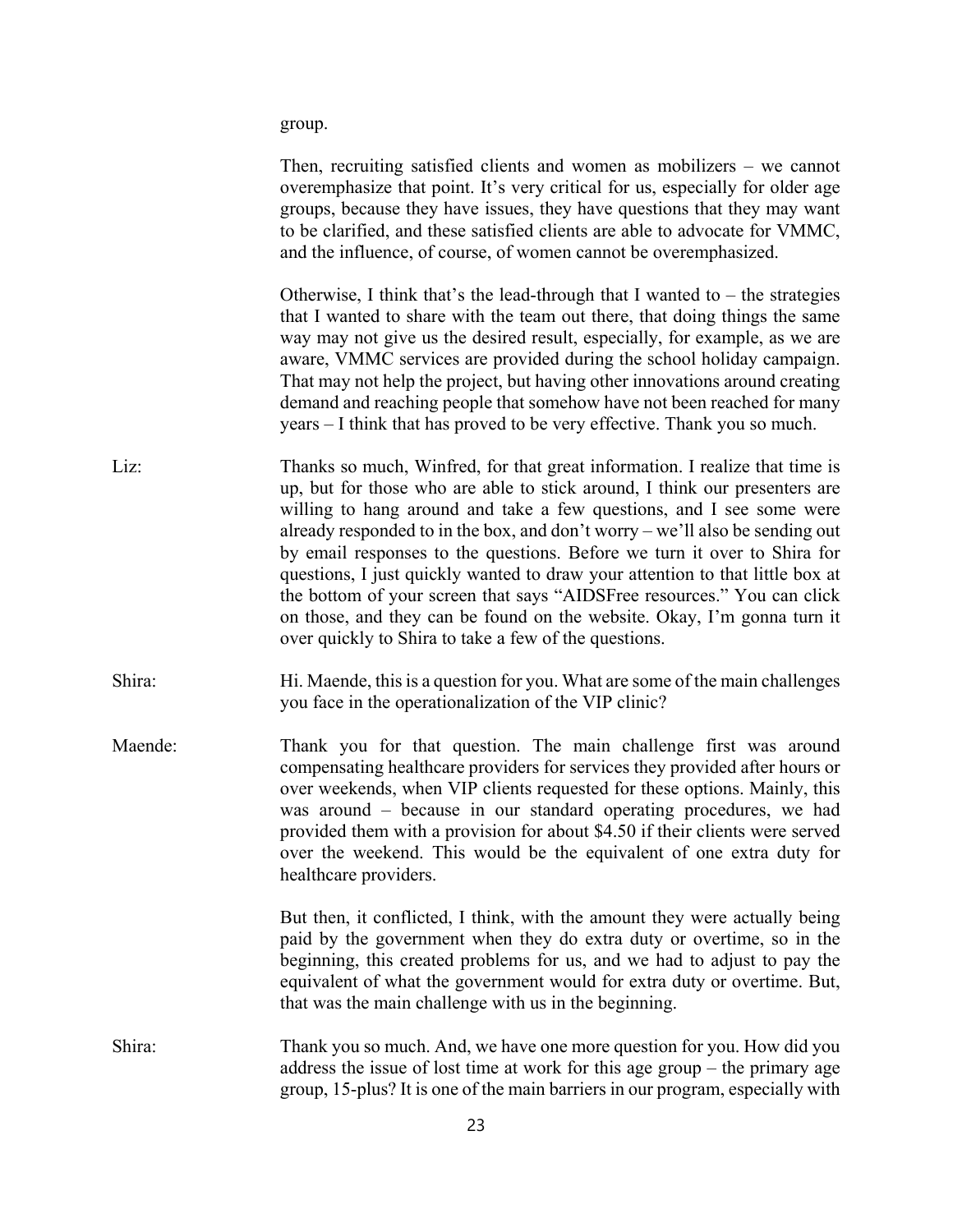group.

Then, recruiting satisfied clients and women as mobilizers – we cannot overemphasize that point. It's very critical for us, especially for older age groups, because they have issues, they have questions that they may want to be clarified, and these satisfied clients are able to advocate for VMMC, and the influence, of course, of women cannot be overemphasized.

Otherwise, I think that's the lead-through that I wanted to – the strategies that I wanted to share with the team out there, that doing things the same way may not give us the desired result, especially, for example, as we are aware, VMMC services are provided during the school holiday campaign. That may not help the project, but having other innovations around creating demand and reaching people that somehow have not been reached for many years – I think that has proved to be very effective. Thank you so much.

Liz: Thanks so much, Winfred, for that great information. I realize that time is up, but for those who are able to stick around, I think our presenters are willing to hang around and take a few questions, and I see some were already responded to in the box, and don't worry – we'll also be sending out by email responses to the questions. Before we turn it over to Shira for questions, I just quickly wanted to draw your attention to that little box at the bottom of your screen that says "AIDSFree resources." You can click on those, and they can be found on the website. Okay, I'm gonna turn it over quickly to Shira to take a few of the questions.

Shira: Hi. Maende, this is a question for you. What are some of the main challenges you face in the operationalization of the VIP clinic?

Maende: Thank you for that question. The main challenge first was around compensating healthcare providers for services they provided after hours or over weekends, when VIP clients requested for these options. Mainly, this was around – because in our standard operating procedures, we had provided them with a provision for about $4.50 if their clients were served over the weekend. This would be the equivalent of one extra duty for healthcare providers.

But then, it conflicted, I think, with the amount they were actually being paid by the government when they do extra duty or overtime, so in the beginning, this created problems for us, and we had to adjust to pay the equivalent of what the government would for extra duty or overtime. But, that was the main challenge with us in the beginning.

Shira: Thank you so much. And, we have one more question for you. How did you address the issue of lost time at work for this age group – the primary age group, 15-plus? It is one of the main barriers in our program, especially with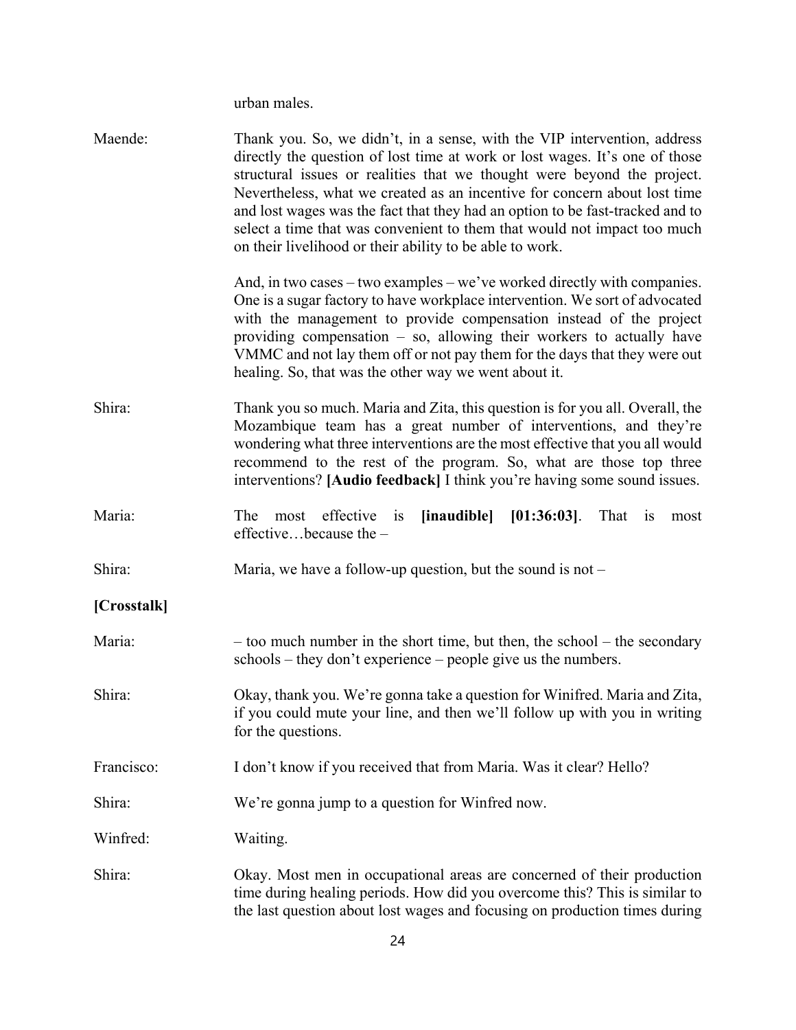urban males.

Maende: Thank you. So, we didn't, in a sense, with the VIP intervention, address directly the question of lost time at work or lost wages. It's one of those structural issues or realities that we thought were beyond the project. Nevertheless, what we created as an incentive for concern about lost time and lost wages was the fact that they had an option to be fast-tracked and to select a time that was convenient to them that would not impact too much on their livelihood or their ability to be able to work.

And, in two cases – two examples – we've worked directly with companies. One is a sugar factory to have workplace intervention. We sort of advocated with the management to provide compensation instead of the project providing compensation – so, allowing their workers to actually have VMMC and not lay them off or not pay them for the days that they were out healing. So, that was the other way we went about it.

Shira: Thank you so much. Maria and Zita, this question is for you all. Overall, the Mozambique team has a great number of interventions, and they're wondering what three interventions are the most effective that you all would recommend to the rest of the program. So, what are those top three interventions? **[Audio feedback]** I think you're having some sound issues.

Maria: The most effective is **[inaudible] [01:36:03]**. That is most effective…because the –

Shira: Maria, we have a follow-up question, but the sound is not –

**[Crosstalk]**

Maria: – too much number in the short time, but then, the school – the secondary schools – they don't experience – people give us the numbers.

Shira: Okay, thank you. We're gonna take a question for Winifred. Maria and Zita, if you could mute your line, and then we'll follow up with you in writing for the questions.

Francisco: I don't know if you received that from Maria. Was it clear? Hello?

Shira: We're gonna jump to a question for Winfred now.

Winfred: Waiting.

Shira: Okay. Most men in occupational areas are concerned of their production time during healing periods. How did you overcome this? This is similar to the last question about lost wages and focusing on production times during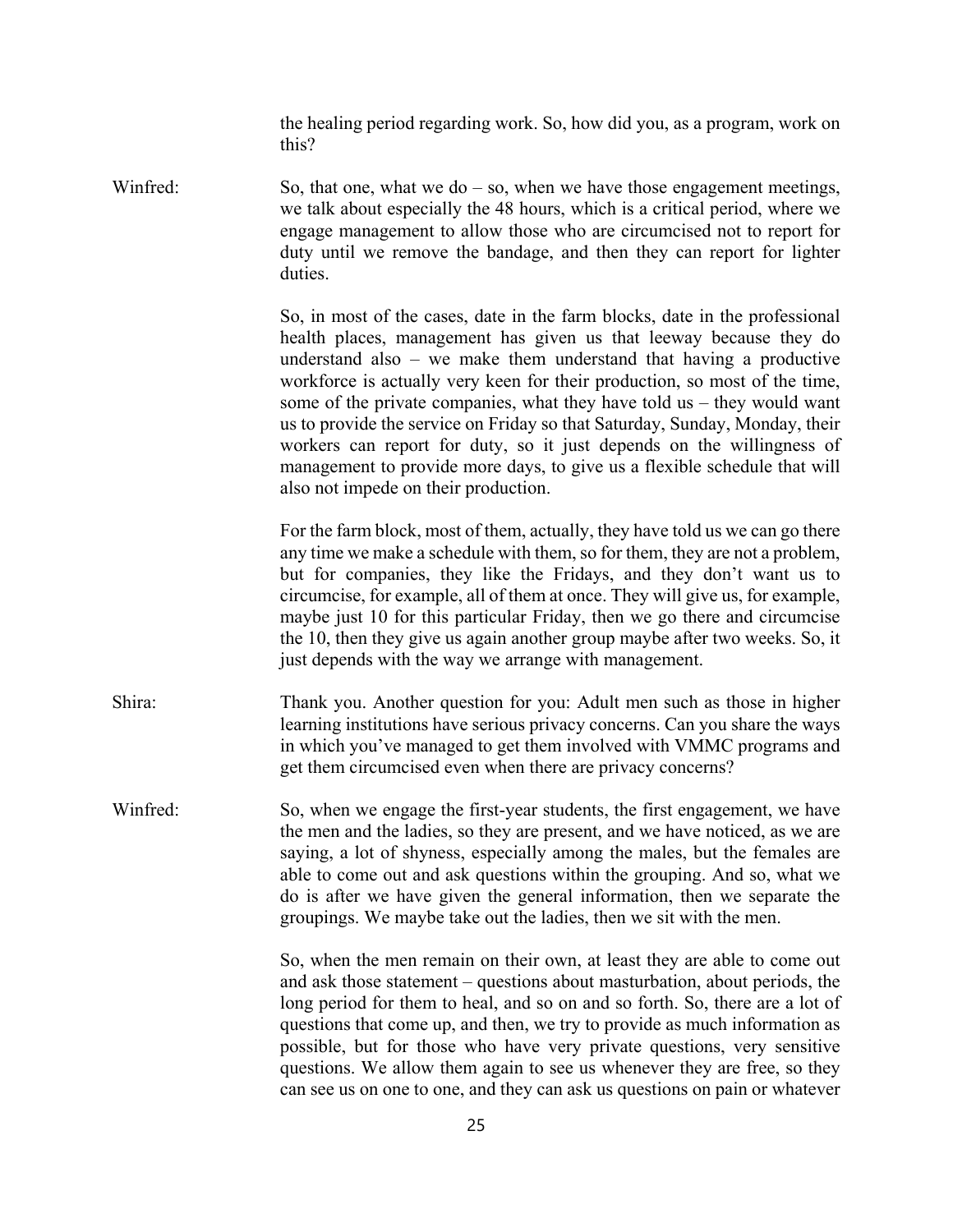the healing period regarding work. So, how did you, as a program, work on this?

Winfred: So, that one, what we do – so, when we have those engagement meetings, we talk about especially the 48 hours, which is a critical period, where we engage management to allow those who are circumcised not to report for duty until we remove the bandage, and then they can report for lighter duties.

So, in most of the cases, date in the farm blocks, date in the professional health places, management has given us that leeway because they do understand also – we make them understand that having a productive workforce is actually very keen for their production, so most of the time, some of the private companies, what they have told us – they would want us to provide the service on Friday so that Saturday, Sunday, Monday, their workers can report for duty, so it just depends on the willingness of management to provide more days, to give us a flexible schedule that will also not impede on their production.

For the farm block, most of them, actually, they have told us we can go there any time we make a schedule with them, so for them, they are not a problem, but for companies, they like the Fridays, and they don't want us to circumcise, for example, all of them at once. They will give us, for example, maybe just 10 for this particular Friday, then we go there and circumcise the 10, then they give us again another group maybe after two weeks. So, it just depends with the way we arrange with management.

Shira: Thank you. Another question for you: Adult men such as those in higher learning institutions have serious privacy concerns. Can you share the ways in which you've managed to get them involved with VMMC programs and get them circumcised even when there are privacy concerns?

Winfred: So, when we engage the first-year students, the first engagement, we have the men and the ladies, so they are present, and we have noticed, as we are saying, a lot of shyness, especially among the males, but the females are able to come out and ask questions within the grouping. And so, what we do is after we have given the general information, then we separate the groupings. We maybe take out the ladies, then we sit with the men.

So, when the men remain on their own, at least they are able to come out and ask those statement – questions about masturbation, about periods, the long period for them to heal, and so on and so forth. So, there are a lot of questions that come up, and then, we try to provide as much information as possible, but for those who have very private questions, very sensitive questions. We allow them again to see us whenever they are free, so they can see us on one to one, and they can ask us questions on pain or whatever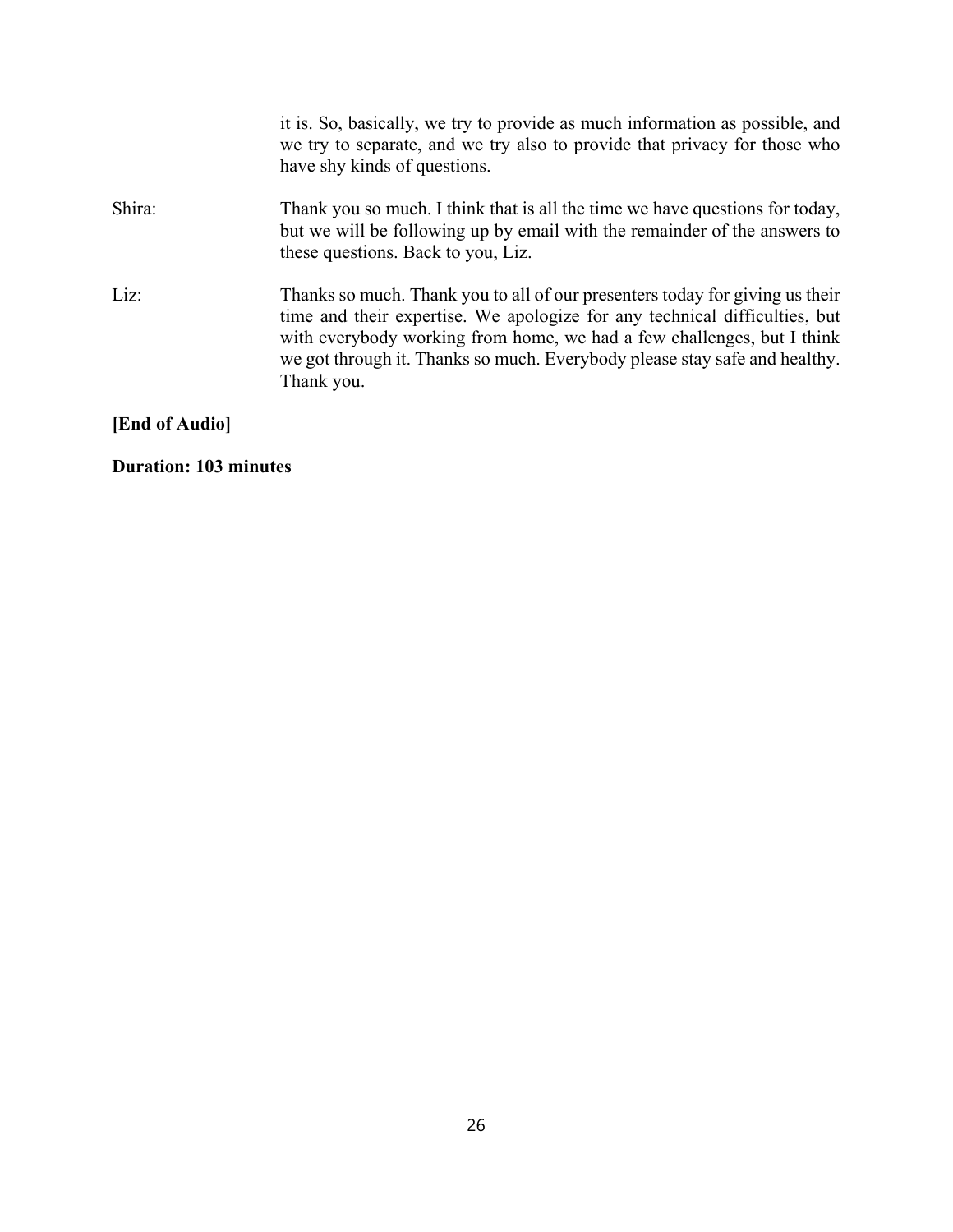it is. So, basically, we try to provide as much information as possible, and we try to separate, and we try also to provide that privacy for those who have shy kinds of questions.

Shira: Thank you so much. I think that is all the time we have questions for today, but we will be following up by email with the remainder of the answers to these questions. Back to you, Liz.

Liz: Thanks so much. Thank you to all of our presenters today for giving us their time and their expertise. We apologize for any technical difficulties, but with everybody working from home, we had a few challenges, but I think we got through it. Thanks so much. Everybody please stay safe and healthy. Thank you.

**[End of Audio]**

**Duration: 103 minutes**